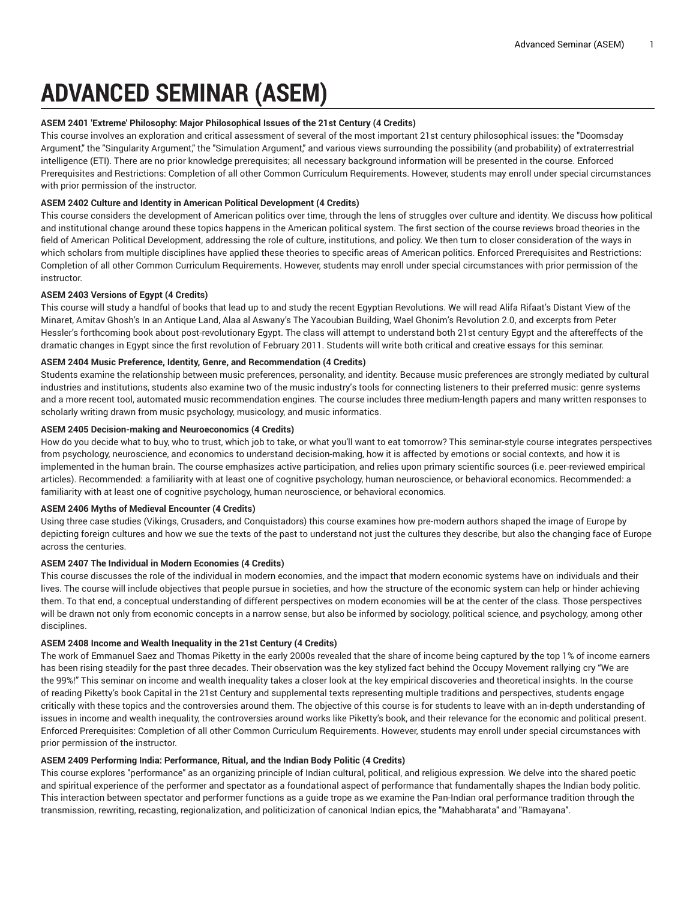# ADVANCED SEMINAR (ASEM)

**ASEM 2401 'Extreme' Philosophy: Major Philosophical Issues of the 21st Century (4 Credits)**
This course involves an exploration and critical assessment of several of the most important 21st century philosophical issues: the "Doomsday Argument," the "Singularity Argument," the "Simulation Argument," and various views surrounding the possibility (and probability) of extraterrestrial intelligence (ETI). There are no prior knowledge prerequisites; all necessary background information will be presented in the course. Enforced Prerequisites and Restrictions: Completion of all other Common Curriculum Requirements. However, students may enroll under special circumstances with prior permission of the instructor.

**ASEM 2402 Culture and Identity in American Political Development (4 Credits)**
This course considers the development of American politics over time, through the lens of struggles over culture and identity. We discuss how political and institutional change around these topics happens in the American political system. The first section of the course reviews broad theories in the field of American Political Development, addressing the role of culture, institutions, and policy. We then turn to closer consideration of the ways in which scholars from multiple disciplines have applied these theories to specific areas of American politics. Enforced Prerequisites and Restrictions: Completion of all other Common Curriculum Requirements. However, students may enroll under special circumstances with prior permission of the instructor.

**ASEM 2403 Versions of Egypt (4 Credits)**
This course will study a handful of books that lead up to and study the recent Egyptian Revolutions. We will read Alifa Rifaat's Distant View of the Minaret, Amitav Ghosh's In an Antique Land, Alaa al Aswany's The Yacoubian Building, Wael Ghonim's Revolution 2.0, and excerpts from Peter Hessler's forthcoming book about post-revolutionary Egypt. The class will attempt to understand both 21st century Egypt and the aftereffects of the dramatic changes in Egypt since the first revolution of February 2011. Students will write both critical and creative essays for this seminar.

**ASEM 2404 Music Preference, Identity, Genre, and Recommendation (4 Credits)**
Students examine the relationship between music preferences, personality, and identity. Because music preferences are strongly mediated by cultural industries and institutions, students also examine two of the music industry's tools for connecting listeners to their preferred music: genre systems and a more recent tool, automated music recommendation engines. The course includes three medium-length papers and many written responses to scholarly writing drawn from music psychology, musicology, and music informatics.

**ASEM 2405 Decision-making and Neuroeconomics (4 Credits)**
How do you decide what to buy, who to trust, which job to take, or what you'll want to eat tomorrow? This seminar-style course integrates perspectives from psychology, neuroscience, and economics to understand decision-making, how it is affected by emotions or social contexts, and how it is implemented in the human brain. The course emphasizes active participation, and relies upon primary scientific sources (i.e. peer-reviewed empirical articles). Recommended: a familiarity with at least one of cognitive psychology, human neuroscience, or behavioral economics. Recommended: a familiarity with at least one of cognitive psychology, human neuroscience, or behavioral economics.

**ASEM 2406 Myths of Medieval Encounter (4 Credits)**
Using three case studies (Vikings, Crusaders, and Conquistadors) this course examines how pre-modern authors shaped the image of Europe by depicting foreign cultures and how we sue the texts of the past to understand not just the cultures they describe, but also the changing face of Europe across the centuries.

**ASEM 2407 The Individual in Modern Economies (4 Credits)**
This course discusses the role of the individual in modern economies, and the impact that modern economic systems have on individuals and their lives. The course will include objectives that people pursue in societies, and how the structure of the economic system can help or hinder achieving them. To that end, a conceptual understanding of different perspectives on modern economies will be at the center of the class. Those perspectives will be drawn not only from economic concepts in a narrow sense, but also be informed by sociology, political science, and psychology, among other disciplines.

**ASEM 2408 Income and Wealth Inequality in the 21st Century (4 Credits)**
The work of Emmanuel Saez and Thomas Piketty in the early 2000s revealed that the share of income being captured by the top 1% of income earners has been rising steadily for the past three decades. Their observation was the key stylized fact behind the Occupy Movement rallying cry "We are the 99%!" This seminar on income and wealth inequality takes a closer look at the key empirical discoveries and theoretical insights. In the course of reading Piketty's book Capital in the 21st Century and supplemental texts representing multiple traditions and perspectives, students engage critically with these topics and the controversies around them. The objective of this course is for students to leave with an in-depth understanding of issues in income and wealth inequality, the controversies around works like Piketty's book, and their relevance for the economic and political present. Enforced Prerequisites: Completion of all other Common Curriculum Requirements. However, students may enroll under special circumstances with prior permission of the instructor.

**ASEM 2409 Performing India: Performance, Ritual, and the Indian Body Politic (4 Credits)**
This course explores "performance" as an organizing principle of Indian cultural, political, and religious expression. We delve into the shared poetic and spiritual experience of the performer and spectator as a foundational aspect of performance that fundamentally shapes the Indian body politic. This interaction between spectator and performer functions as a guide trope as we examine the Pan-Indian oral performance tradition through the transmission, rewriting, recasting, regionalization, and politicization of canonical Indian epics, the "Mahabharata" and "Ramayana".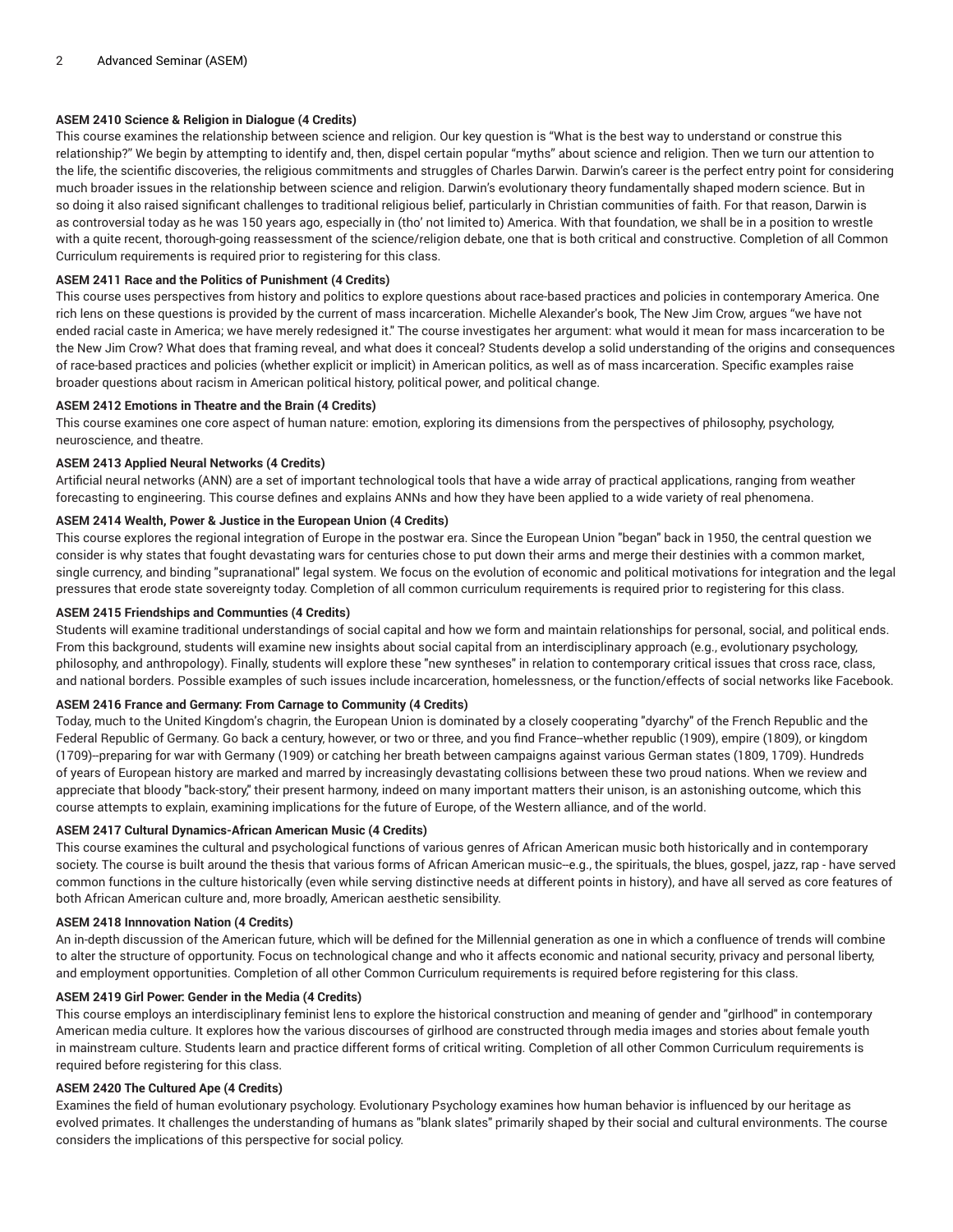**ASEM 2410 Science & Religion in Dialogue (4 Credits)**

This course examines the relationship between science and religion. Our key question is "What is the best way to understand or construe this relationship?" We begin by attempting to identify and, then, dispel certain popular "myths" about science and religion. Then we turn our attention to the life, the scientific discoveries, the religious commitments and struggles of Charles Darwin. Darwin's career is the perfect entry point for considering much broader issues in the relationship between science and religion. Darwin's evolutionary theory fundamentally shaped modern science. But in so doing it also raised significant challenges to traditional religious belief, particularly in Christian communities of faith. For that reason, Darwin is as controversial today as he was 150 years ago, especially in (tho' not limited to) America. With that foundation, we shall be in a position to wrestle with a quite recent, thorough-going reassessment of the science/religion debate, one that is both critical and constructive. Completion of all Common Curriculum requirements is required prior to registering for this class.

**ASEM 2411 Race and the Politics of Punishment (4 Credits)**

This course uses perspectives from history and politics to explore questions about race-based practices and policies in contemporary America. One rich lens on these questions is provided by the current of mass incarceration. Michelle Alexander's book, The New Jim Crow, argues "we have not ended racial caste in America; we have merely redesigned it." The course investigates her argument: what would it mean for mass incarceration to be the New Jim Crow? What does that framing reveal, and what does it conceal? Students develop a solid understanding of the origins and consequences of race-based practices and policies (whether explicit or implicit) in American politics, as well as of mass incarceration. Specific examples raise broader questions about racism in American political history, political power, and political change.

**ASEM 2412 Emotions in Theatre and the Brain (4 Credits)**

This course examines one core aspect of human nature: emotion, exploring its dimensions from the perspectives of philosophy, psychology, neuroscience, and theatre.

**ASEM 2413 Applied Neural Networks (4 Credits)**

Artificial neural networks (ANN) are a set of important technological tools that have a wide array of practical applications, ranging from weather forecasting to engineering. This course defines and explains ANNs and how they have been applied to a wide variety of real phenomena.

**ASEM 2414 Wealth, Power & Justice in the European Union (4 Credits)**

This course explores the regional integration of Europe in the postwar era. Since the European Union "began" back in 1950, the central question we consider is why states that fought devastating wars for centuries chose to put down their arms and merge their destinies with a common market, single currency, and binding "supranational" legal system. We focus on the evolution of economic and political motivations for integration and the legal pressures that erode state sovereignty today. Completion of all common curriculum requirements is required prior to registering for this class.

**ASEM 2415 Friendships and Communties (4 Credits)**

Students will examine traditional understandings of social capital and how we form and maintain relationships for personal, social, and political ends. From this background, students will examine new insights about social capital from an interdisciplinary approach (e.g., evolutionary psychology, philosophy, and anthropology). Finally, students will explore these "new syntheses" in relation to contemporary critical issues that cross race, class, and national borders. Possible examples of such issues include incarceration, homelessness, or the function/effects of social networks like Facebook.

**ASEM 2416 France and Germany: From Carnage to Community (4 Credits)**

Today, much to the United Kingdom's chagrin, the European Union is dominated by a closely cooperating "dyarchy" of the French Republic and the Federal Republic of Germany. Go back a century, however, or two or three, and you find France--whether republic (1909), empire (1809), or kingdom (1709)--preparing for war with Germany (1909) or catching her breath between campaigns against various German states (1809, 1709). Hundreds of years of European history are marked and marred by increasingly devastating collisions between these two proud nations. When we review and appreciate that bloody "back-story," their present harmony, indeed on many important matters their unison, is an astonishing outcome, which this course attempts to explain, examining implications for the future of Europe, of the Western alliance, and of the world.

**ASEM 2417 Cultural Dynamics-African American Music (4 Credits)**

This course examines the cultural and psychological functions of various genres of African American music both historically and in contemporary society. The course is built around the thesis that various forms of African American music--e.g., the spirituals, the blues, gospel, jazz, rap - have served common functions in the culture historically (even while serving distinctive needs at different points in history), and have all served as core features of both African American culture and, more broadly, American aesthetic sensibility.

**ASEM 2418 Innnovation Nation (4 Credits)**

An in-depth discussion of the American future, which will be defined for the Millennial generation as one in which a confluence of trends will combine to alter the structure of opportunity. Focus on technological change and who it affects economic and national security, privacy and personal liberty, and employment opportunities. Completion of all other Common Curriculum requirements is required before registering for this class.

**ASEM 2419 Girl Power: Gender in the Media (4 Credits)**

This course employs an interdisciplinary feminist lens to explore the historical construction and meaning of gender and "girlhood" in contemporary American media culture. It explores how the various discourses of girlhood are constructed through media images and stories about female youth in mainstream culture. Students learn and practice different forms of critical writing. Completion of all other Common Curriculum requirements is required before registering for this class.

**ASEM 2420 The Cultured Ape (4 Credits)**

Examines the field of human evolutionary psychology. Evolutionary Psychology examines how human behavior is influenced by our heritage as evolved primates. It challenges the understanding of humans as "blank slates" primarily shaped by their social and cultural environments. The course considers the implications of this perspective for social policy.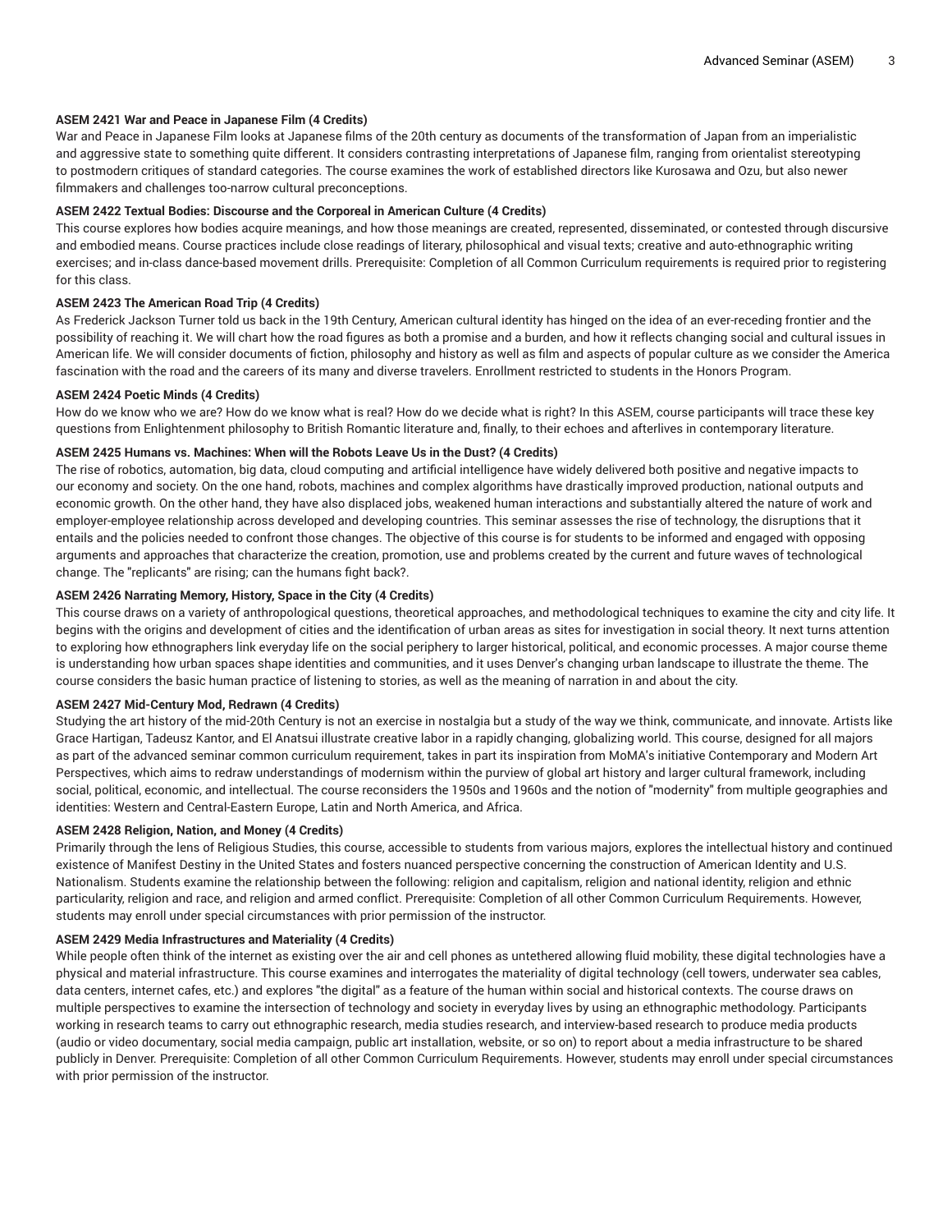#### ASEM 2421 War and Peace in Japanese Film (4 Credits)

War and Peace in Japanese Film looks at Japanese films of the 20th century as documents of the transformation of Japan from an imperialistic and aggressive state to something quite different. It considers contrasting interpretations of Japanese film, ranging from orientalist stereotyping to postmodern critiques of standard categories. The course examines the work of established directors like Kurosawa and Ozu, but also newer filmmakers and challenges too-narrow cultural preconceptions.

#### ASEM 2422 Textual Bodies: Discourse and the Corporeal in American Culture (4 Credits)

This course explores how bodies acquire meanings, and how those meanings are created, represented, disseminated, or contested through discursive and embodied means. Course practices include close readings of literary, philosophical and visual texts; creative and auto-ethnographic writing exercises; and in-class dance-based movement drills. Prerequisite: Completion of all Common Curriculum requirements is required prior to registering for this class.

#### ASEM 2423 The American Road Trip (4 Credits)

As Frederick Jackson Turner told us back in the 19th Century, American cultural identity has hinged on the idea of an ever-receding frontier and the possibility of reaching it. We will chart how the road figures as both a promise and a burden, and how it reflects changing social and cultural issues in American life. We will consider documents of fiction, philosophy and history as well as film and aspects of popular culture as we consider the America fascination with the road and the careers of its many and diverse travelers. Enrollment restricted to students in the Honors Program.

#### ASEM 2424 Poetic Minds (4 Credits)

How do we know who we are? How do we know what is real? How do we decide what is right? In this ASEM, course participants will trace these key questions from Enlightenment philosophy to British Romantic literature and, finally, to their echoes and afterlives in contemporary literature.

#### ASEM 2425 Humans vs. Machines: When will the Robots Leave Us in the Dust? (4 Credits)

The rise of robotics, automation, big data, cloud computing and artificial intelligence have widely delivered both positive and negative impacts to our economy and society. On the one hand, robots, machines and complex algorithms have drastically improved production, national outputs and economic growth. On the other hand, they have also displaced jobs, weakened human interactions and substantially altered the nature of work and employer-employee relationship across developed and developing countries. This seminar assesses the rise of technology, the disruptions that it entails and the policies needed to confront those changes. The objective of this course is for students to be informed and engaged with opposing arguments and approaches that characterize the creation, promotion, use and problems created by the current and future waves of technological change. The "replicants" are rising; can the humans fight back?.

#### ASEM 2426 Narrating Memory, History, Space in the City (4 Credits)

This course draws on a variety of anthropological questions, theoretical approaches, and methodological techniques to examine the city and city life. It begins with the origins and development of cities and the identification of urban areas as sites for investigation in social theory. It next turns attention to exploring how ethnographers link everyday life on the social periphery to larger historical, political, and economic processes. A major course theme is understanding how urban spaces shape identities and communities, and it uses Denver's changing urban landscape to illustrate the theme. The course considers the basic human practice of listening to stories, as well as the meaning of narration in and about the city.

#### ASEM 2427 Mid-Century Mod, Redrawn (4 Credits)

Studying the art history of the mid-20th Century is not an exercise in nostalgia but a study of the way we think, communicate, and innovate. Artists like Grace Hartigan, Tadeusz Kantor, and El Anatsui illustrate creative labor in a rapidly changing, globalizing world. This course, designed for all majors as part of the advanced seminar common curriculum requirement, takes in part its inspiration from MoMA's initiative Contemporary and Modern Art Perspectives, which aims to redraw understandings of modernism within the purview of global art history and larger cultural framework, including social, political, economic, and intellectual. The course reconsiders the 1950s and 1960s and the notion of "modernity" from multiple geographies and identities: Western and Central-Eastern Europe, Latin and North America, and Africa.

#### ASEM 2428 Religion, Nation, and Money (4 Credits)

Primarily through the lens of Religious Studies, this course, accessible to students from various majors, explores the intellectual history and continued existence of Manifest Destiny in the United States and fosters nuanced perspective concerning the construction of American Identity and U.S. Nationalism. Students examine the relationship between the following: religion and capitalism, religion and national identity, religion and ethnic particularity, religion and race, and religion and armed conflict. Prerequisite: Completion of all other Common Curriculum Requirements. However, students may enroll under special circumstances with prior permission of the instructor.

#### ASEM 2429 Media Infrastructures and Materiality (4 Credits)

While people often think of the internet as existing over the air and cell phones as untethered allowing fluid mobility, these digital technologies have a physical and material infrastructure. This course examines and interrogates the materiality of digital technology (cell towers, underwater sea cables, data centers, internet cafes, etc.) and explores "the digital" as a feature of the human within social and historical contexts. The course draws on multiple perspectives to examine the intersection of technology and society in everyday lives by using an ethnographic methodology. Participants working in research teams to carry out ethnographic research, media studies research, and interview-based research to produce media products (audio or video documentary, social media campaign, public art installation, website, or so on) to report about a media infrastructure to be shared publicly in Denver. Prerequisite: Completion of all other Common Curriculum Requirements. However, students may enroll under special circumstances with prior permission of the instructor.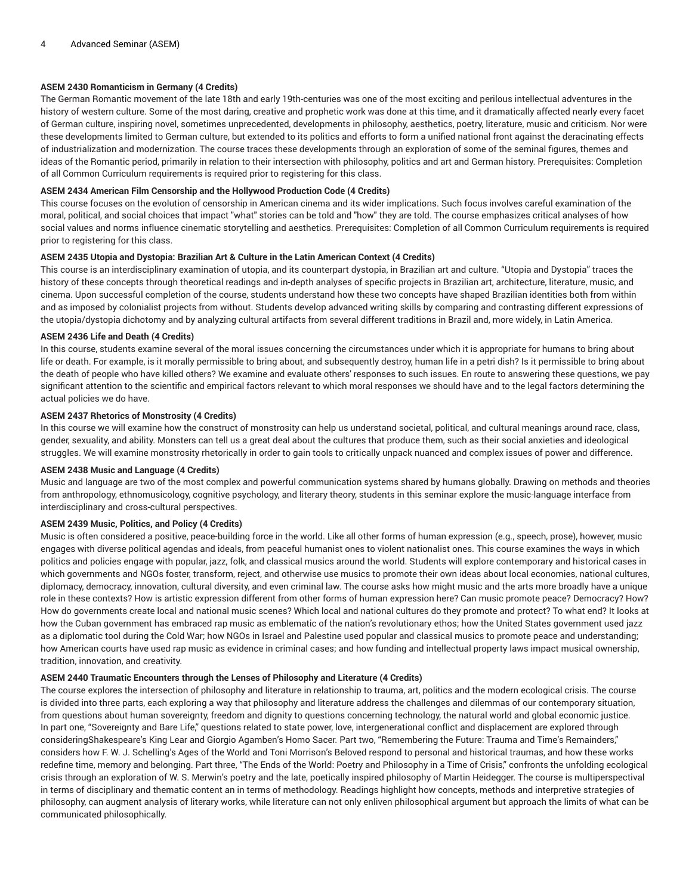**ASEM 2430 Romanticism in Germany (4 Credits)**

The German Romantic movement of the late 18th and early 19th-centuries was one of the most exciting and perilous intellectual adventures in the history of western culture. Some of the most daring, creative and prophetic work was done at this time, and it dramatically affected nearly every facet of German culture, inspiring novel, sometimes unprecedented, developments in philosophy, aesthetics, poetry, literature, music and criticism. Nor were these developments limited to German culture, but extended to its politics and efforts to form a unified national front against the deracinating effects of industrialization and modernization. The course traces these developments through an exploration of some of the seminal figures, themes and ideas of the Romantic period, primarily in relation to their intersection with philosophy, politics and art and German history. Prerequisites: Completion of all Common Curriculum requirements is required prior to registering for this class.

**ASEM 2434 American Film Censorship and the Hollywood Production Code (4 Credits)**

This course focuses on the evolution of censorship in American cinema and its wider implications. Such focus involves careful examination of the moral, political, and social choices that impact "what" stories can be told and "how" they are told. The course emphasizes critical analyses of how social values and norms influence cinematic storytelling and aesthetics. Prerequisites: Completion of all Common Curriculum requirements is required prior to registering for this class.

**ASEM 2435 Utopia and Dystopia: Brazilian Art & Culture in the Latin American Context (4 Credits)**

This course is an interdisciplinary examination of utopia, and its counterpart dystopia, in Brazilian art and culture. “Utopia and Dystopia” traces the history of these concepts through theoretical readings and in-depth analyses of specific projects in Brazilian art, architecture, literature, music, and cinema. Upon successful completion of the course, students understand how these two concepts have shaped Brazilian identities both from within and as imposed by colonialist projects from without. Students develop advanced writing skills by comparing and contrasting different expressions of the utopia/dystopia dichotomy and by analyzing cultural artifacts from several different traditions in Brazil and, more widely, in Latin America.

**ASEM 2436 Life and Death (4 Credits)**

In this course, students examine several of the moral issues concerning the circumstances under which it is appropriate for humans to bring about life or death. For example, is it morally permissible to bring about, and subsequently destroy, human life in a petri dish? Is it permissible to bring about the death of people who have killed others? We examine and evaluate others’ responses to such issues. En route to answering these questions, we pay significant attention to the scientific and empirical factors relevant to which moral responses we should have and to the legal factors determining the actual policies we do have.

**ASEM 2437 Rhetorics of Monstrosity (4 Credits)**

In this course we will examine how the construct of monstrosity can help us understand societal, political, and cultural meanings around race, class, gender, sexuality, and ability. Monsters can tell us a great deal about the cultures that produce them, such as their social anxieties and ideological struggles. We will examine monstrosity rhetorically in order to gain tools to critically unpack nuanced and complex issues of power and difference.

**ASEM 2438 Music and Language (4 Credits)**

Music and language are two of the most complex and powerful communication systems shared by humans globally. Drawing on methods and theories from anthropology, ethnomusicology, cognitive psychology, and literary theory, students in this seminar explore the music-language interface from interdisciplinary and cross-cultural perspectives.

**ASEM 2439 Music, Politics, and Policy (4 Credits)**

Music is often considered a positive, peace-building force in the world. Like all other forms of human expression (e.g., speech, prose), however, music engages with diverse political agendas and ideals, from peaceful humanist ones to violent nationalist ones. This course examines the ways in which politics and policies engage with popular, jazz, folk, and classical musics around the world. Students will explore contemporary and historical cases in which governments and NGOs foster, transform, reject, and otherwise use musics to promote their own ideas about local economies, national cultures, diplomacy, democracy, innovation, cultural diversity, and even criminal law. The course asks how might music and the arts more broadly have a unique role in these contexts? How is artistic expression different from other forms of human expression here? Can music promote peace? Democracy? How? How do governments create local and national music scenes? Which local and national cultures do they promote and protect? To what end? It looks at how the Cuban government has embraced rap music as emblematic of the nation’s revolutionary ethos; how the United States government used jazz as a diplomatic tool during the Cold War; how NGOs in Israel and Palestine used popular and classical musics to promote peace and understanding; how American courts have used rap music as evidence in criminal cases; and how funding and intellectual property laws impact musical ownership, tradition, innovation, and creativity.

**ASEM 2440 Traumatic Encounters through the Lenses of Philosophy and Literature (4 Credits)**

The course explores the intersection of philosophy and literature in relationship to trauma, art, politics and the modern ecological crisis. The course is divided into three parts, each exploring a way that philosophy and literature address the challenges and dilemmas of our contemporary situation, from questions about human sovereignty, freedom and dignity to questions concerning technology, the natural world and global economic justice. In part one, “Sovereignty and Bare Life,” questions related to state power, love, intergenerational conflict and displacement are explored through consideringShakespeare’s King Lear and Giorgio Agamben’s Homo Sacer. Part two, “Remembering the Future: Trauma and Time’s Remainders,” considers how F. W. J. Schelling’s Ages of the World and Toni Morrison’s Beloved respond to personal and historical traumas, and how these works redefine time, memory and belonging. Part three, “The Ends of the World: Poetry and Philosophy in a Time of Crisis,” confronts the unfolding ecological crisis through an exploration of W. S. Merwin’s poetry and the late, poetically inspired philosophy of Martin Heidegger. The course is multiperspectival in terms of disciplinary and thematic content an in terms of methodology. Readings highlight how concepts, methods and interpretive strategies of philosophy, can augment analysis of literary works, while literature can not only enliven philosophical argument but approach the limits of what can be communicated philosophically.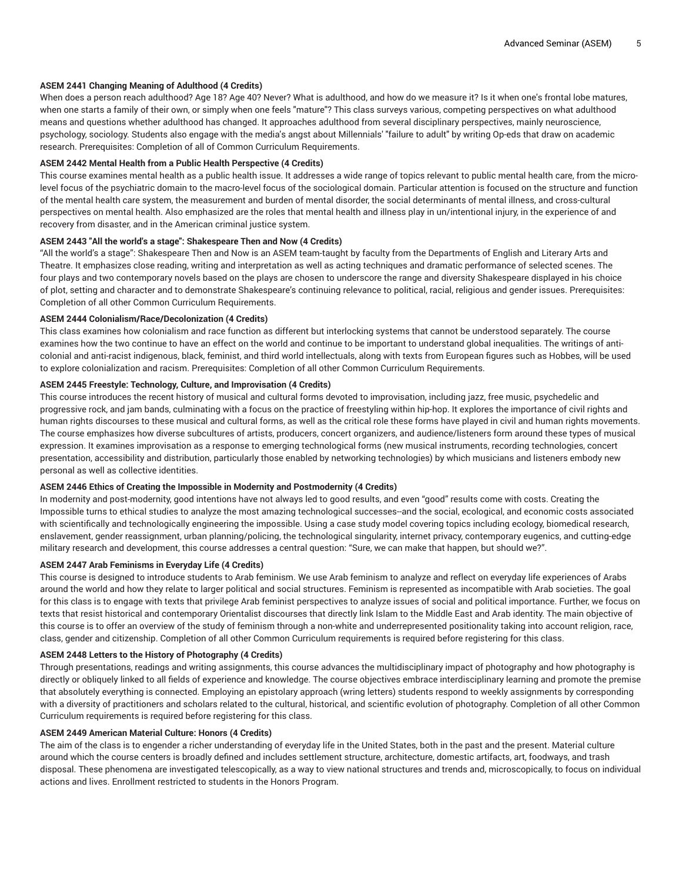#### ASEM 2441 Changing Meaning of Adulthood (4 Credits)

When does a person reach adulthood? Age 18? Age 40? Never? What is adulthood, and how do we measure it? Is it when one's frontal lobe matures, when one starts a family of their own, or simply when one feels "mature"? This class surveys various, competing perspectives on what adulthood means and questions whether adulthood has changed. It approaches adulthood from several disciplinary perspectives, mainly neuroscience, psychology, sociology. Students also engage with the media's angst about Millennials' "failure to adult" by writing Op-eds that draw on academic research. Prerequisites: Completion of all of Common Curriculum Requirements.

#### ASEM 2442 Mental Health from a Public Health Perspective (4 Credits)

This course examines mental health as a public health issue. It addresses a wide range of topics relevant to public mental health care, from the micro-level focus of the psychiatric domain to the macro-level focus of the sociological domain. Particular attention is focused on the structure and function of the mental health care system, the measurement and burden of mental disorder, the social determinants of mental illness, and cross-cultural perspectives on mental health. Also emphasized are the roles that mental health and illness play in un/intentional injury, in the experience of and recovery from disaster, and in the American criminal justice system.

#### ASEM 2443 "All the world's a stage": Shakespeare Then and Now (4 Credits)

"All the world's a stage": Shakespeare Then and Now is an ASEM team-taught by faculty from the Departments of English and Literary Arts and Theatre. It emphasizes close reading, writing and interpretation as well as acting techniques and dramatic performance of selected scenes. The four plays and two contemporary novels based on the plays are chosen to underscore the range and diversity Shakespeare displayed in his choice of plot, setting and character and to demonstrate Shakespeare's continuing relevance to political, racial, religious and gender issues. Prerequisites: Completion of all other Common Curriculum Requirements.

#### ASEM 2444 Colonialism/Race/Decolonization (4 Credits)

This class examines how colonialism and race function as different but interlocking systems that cannot be understood separately. The course examines how the two continue to have an effect on the world and continue to be important to understand global inequalities. The writings of anti-colonial and anti-racist indigenous, black, feminist, and third world intellectuals, along with texts from European figures such as Hobbes, will be used to explore colonialization and racism. Prerequisites: Completion of all other Common Curriculum Requirements.

#### ASEM 2445 Freestyle: Technology, Culture, and Improvisation (4 Credits)

This course introduces the recent history of musical and cultural forms devoted to improvisation, including jazz, free music, psychedelic and progressive rock, and jam bands, culminating with a focus on the practice of freestyling within hip-hop. It explores the importance of civil rights and human rights discourses to these musical and cultural forms, as well as the critical role these forms have played in civil and human rights movements. The course emphasizes how diverse subcultures of artists, producers, concert organizers, and audience/listeners form around these types of musical expression. It examines improvisation as a response to emerging technological forms (new musical instruments, recording technologies, concert presentation, accessibility and distribution, particularly those enabled by networking technologies) by which musicians and listeners embody new personal as well as collective identities.

#### ASEM 2446 Ethics of Creating the Impossible in Modernity and Postmodernity (4 Credits)

In modernity and post-modernity, good intentions have not always led to good results, and even "good" results come with costs. Creating the Impossible turns to ethical studies to analyze the most amazing technological successes--and the social, ecological, and economic costs associated with scientifically and technologically engineering the impossible. Using a case study model covering topics including ecology, biomedical research, enslavement, gender reassignment, urban planning/policing, the technological singularity, internet privacy, contemporary eugenics, and cutting-edge military research and development, this course addresses a central question: "Sure, we can make that happen, but should we?".

#### ASEM 2447 Arab Feminisms in Everyday Life (4 Credits)

This course is designed to introduce students to Arab feminism. We use Arab feminism to analyze and reflect on everyday life experiences of Arabs around the world and how they relate to larger political and social structures. Feminism is represented as incompatible with Arab societies. The goal for this class is to engage with texts that privilege Arab feminist perspectives to analyze issues of social and political importance. Further, we focus on texts that resist historical and contemporary Orientalist discourses that directly link Islam to the Middle East and Arab identity. The main objective of this course is to offer an overview of the study of feminism through a non-white and underrepresented positionality taking into account religion, race, class, gender and citizenship. Completion of all other Common Curriculum requirements is required before registering for this class.

#### ASEM 2448 Letters to the History of Photography (4 Credits)

Through presentations, readings and writing assignments, this course advances the multidisciplinary impact of photography and how photography is directly or obliquely linked to all fields of experience and knowledge. The course objectives embrace interdisciplinary learning and promote the premise that absolutely everything is connected. Employing an epistolary approach (wring letters) students respond to weekly assignments by corresponding with a diversity of practitioners and scholars related to the cultural, historical, and scientific evolution of photography. Completion of all other Common Curriculum requirements is required before registering for this class.

#### ASEM 2449 American Material Culture: Honors (4 Credits)

The aim of the class is to engender a richer understanding of everyday life in the United States, both in the past and the present. Material culture around which the course centers is broadly defined and includes settlement structure, architecture, domestic artifacts, art, foodways, and trash disposal. These phenomena are investigated telescopically, as a way to view national structures and trends and, microscopically, to focus on individual actions and lives. Enrollment restricted to students in the Honors Program.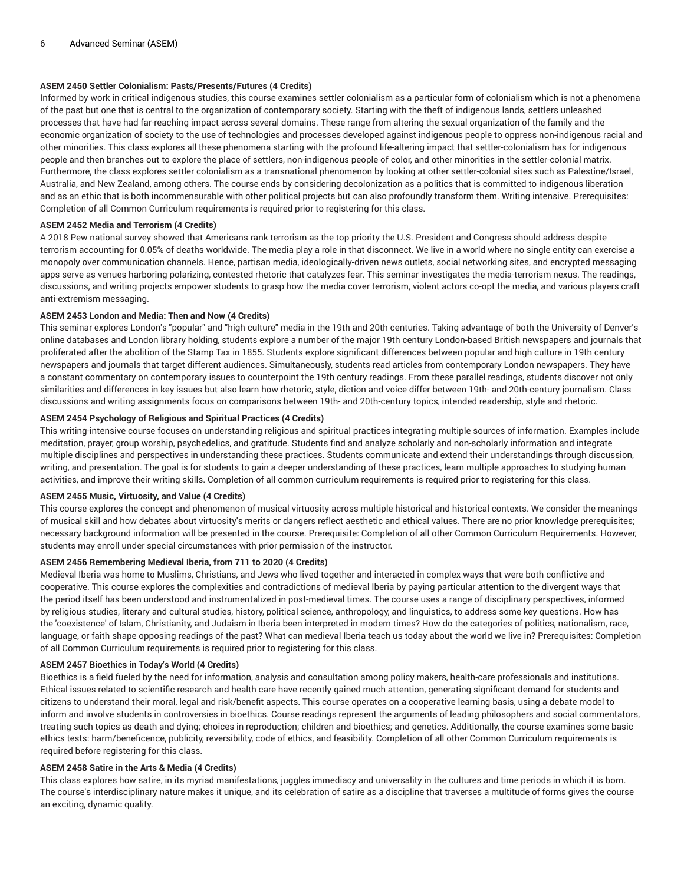**ASEM 2450 Settler Colonialism: Pasts/Presents/Futures (4 Credits)**

Informed by work in critical indigenous studies, this course examines settler colonialism as a particular form of colonialism which is not a phenomena of the past but one that is central to the organization of contemporary society. Starting with the theft of indigenous lands, settlers unleashed processes that have had far-reaching impact across several domains. These range from altering the sexual organization of the family and the economic organization of society to the use of technologies and processes developed against indigenous people to oppress non-indigenous racial and other minorities. This class explores all these phenomena starting with the profound life-altering impact that settler-colonialism has for indigenous people and then branches out to explore the place of settlers, non-indigenous people of color, and other minorities in the settler-colonial matrix. Furthermore, the class explores settler colonialism as a transnational phenomenon by looking at other settler-colonial sites such as Palestine/Israel, Australia, and New Zealand, among others. The course ends by considering decolonization as a politics that is committed to indigenous liberation and as an ethic that is both incommensurable with other political projects but can also profoundly transform them. Writing intensive. Prerequisites: Completion of all Common Curriculum requirements is required prior to registering for this class.

**ASEM 2452 Media and Terrorism (4 Credits)**

A 2018 Pew national survey showed that Americans rank terrorism as the top priority the U.S. President and Congress should address despite terrorism accounting for 0.05% of deaths worldwide. The media play a role in that disconnect. We live in a world where no single entity can exercise a monopoly over communication channels. Hence, partisan media, ideologically-driven news outlets, social networking sites, and encrypted messaging apps serve as venues harboring polarizing, contested rhetoric that catalyzes fear. This seminar investigates the media-terrorism nexus. The readings, discussions, and writing projects empower students to grasp how the media cover terrorism, violent actors co-opt the media, and various players craft anti-extremism messaging.

**ASEM 2453 London and Media: Then and Now (4 Credits)**

This seminar explores London's "popular" and "high culture" media in the 19th and 20th centuries. Taking advantage of both the University of Denver's online databases and London library holding, students explore a number of the major 19th century London-based British newspapers and journals that proliferated after the abolition of the Stamp Tax in 1855. Students explore significant differences between popular and high culture in 19th century newspapers and journals that target different audiences. Simultaneously, students read articles from contemporary London newspapers. They have a constant commentary on contemporary issues to counterpoint the 19th century readings. From these parallel readings, students discover not only similarities and differences in key issues but also learn how rhetoric, style, diction and voice differ between 19th- and 20th-century journalism. Class discussions and writing assignments focus on comparisons between 19th- and 20th-century topics, intended readership, style and rhetoric.

**ASEM 2454 Psychology of Religious and Spiritual Practices (4 Credits)**

This writing-intensive course focuses on understanding religious and spiritual practices integrating multiple sources of information. Examples include meditation, prayer, group worship, psychedelics, and gratitude. Students find and analyze scholarly and non-scholarly information and integrate multiple disciplines and perspectives in understanding these practices. Students communicate and extend their understandings through discussion, writing, and presentation. The goal is for students to gain a deeper understanding of these practices, learn multiple approaches to studying human activities, and improve their writing skills. Completion of all common curriculum requirements is required prior to registering for this class.

**ASEM 2455 Music, Virtuosity, and Value (4 Credits)**

This course explores the concept and phenomenon of musical virtuosity across multiple historical and historical contexts. We consider the meanings of musical skill and how debates about virtuosity's merits or dangers reflect aesthetic and ethical values. There are no prior knowledge prerequisites; necessary background information will be presented in the course. Prerequisite: Completion of all other Common Curriculum Requirements. However, students may enroll under special circumstances with prior permission of the instructor.

**ASEM 2456 Remembering Medieval Iberia, from 711 to 2020 (4 Credits)**

Medieval Iberia was home to Muslims, Christians, and Jews who lived together and interacted in complex ways that were both conflictive and cooperative. This course explores the complexities and contradictions of medieval Iberia by paying particular attention to the divergent ways that the period itself has been understood and instrumentalized in post-medieval times. The course uses a range of disciplinary perspectives, informed by religious studies, literary and cultural studies, history, political science, anthropology, and linguistics, to address some key questions. How has the 'coexistence' of Islam, Christianity, and Judaism in Iberia been interpreted in modern times? How do the categories of politics, nationalism, race, language, or faith shape opposing readings of the past? What can medieval Iberia teach us today about the world we live in? Prerequisites: Completion of all Common Curriculum requirements is required prior to registering for this class.

**ASEM 2457 Bioethics in Today's World (4 Credits)**

Bioethics is a field fueled by the need for information, analysis and consultation among policy makers, health-care professionals and institutions. Ethical issues related to scientific research and health care have recently gained much attention, generating significant demand for students and citizens to understand their moral, legal and risk/benefit aspects. This course operates on a cooperative learning basis, using a debate model to inform and involve students in controversies in bioethics. Course readings represent the arguments of leading philosophers and social commentators, treating such topics as death and dying; choices in reproduction; children and bioethics; and genetics. Additionally, the course examines some basic ethics tests: harm/beneficence, publicity, reversibility, code of ethics, and feasibility. Completion of all other Common Curriculum requirements is required before registering for this class.

**ASEM 2458 Satire in the Arts & Media (4 Credits)**

This class explores how satire, in its myriad manifestations, juggles immediacy and universality in the cultures and time periods in which it is born. The course's interdisciplinary nature makes it unique, and its celebration of satire as a discipline that traverses a multitude of forms gives the course an exciting, dynamic quality.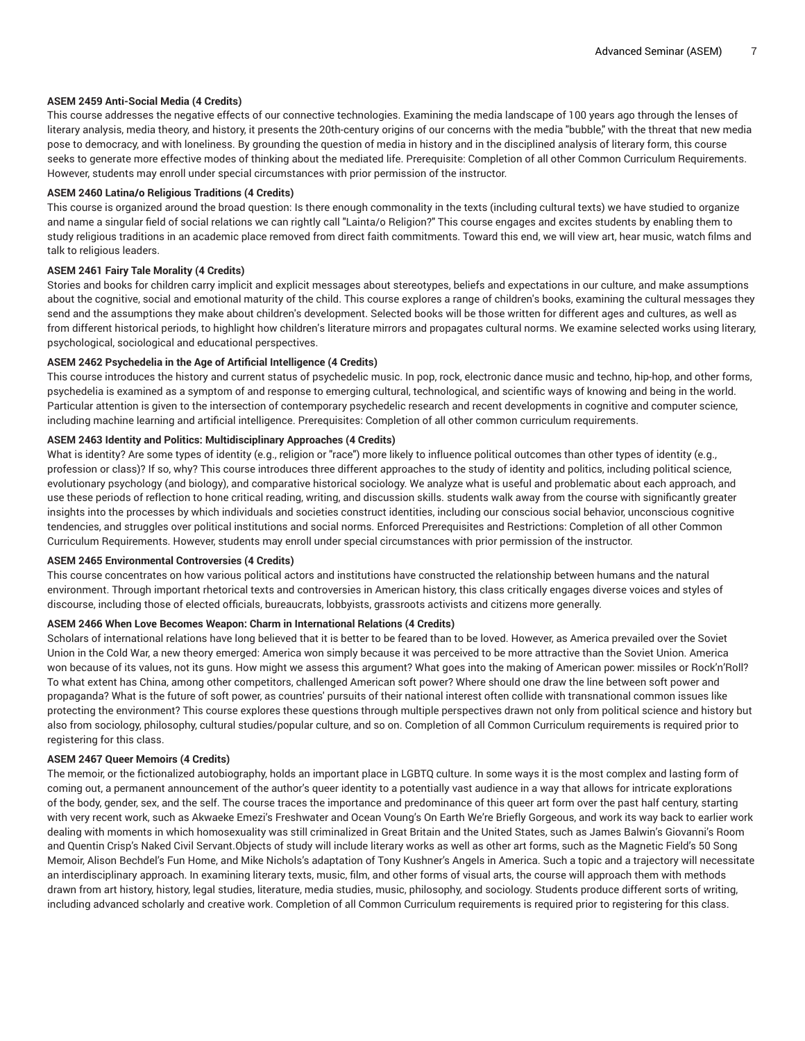#### ASEM 2459 Anti-Social Media (4 Credits)

This course addresses the negative effects of our connective technologies. Examining the media landscape of 100 years ago through the lenses of literary analysis, media theory, and history, it presents the 20th-century origins of our concerns with the media "bubble," with the threat that new media pose to democracy, and with loneliness. By grounding the question of media in history and in the disciplined analysis of literary form, this course seeks to generate more effective modes of thinking about the mediated life. Prerequisite: Completion of all other Common Curriculum Requirements. However, students may enroll under special circumstances with prior permission of the instructor.

#### ASEM 2460 Latina/o Religious Traditions (4 Credits)

This course is organized around the broad question: Is there enough commonality in the texts (including cultural texts) we have studied to organize and name a singular field of social relations we can rightly call "Lainta/o Religion?" This course engages and excites students by enabling them to study religious traditions in an academic place removed from direct faith commitments. Toward this end, we will view art, hear music, watch films and talk to religious leaders.

#### ASEM 2461 Fairy Tale Morality (4 Credits)

Stories and books for children carry implicit and explicit messages about stereotypes, beliefs and expectations in our culture, and make assumptions about the cognitive, social and emotional maturity of the child. This course explores a range of children's books, examining the cultural messages they send and the assumptions they make about children's development. Selected books will be those written for different ages and cultures, as well as from different historical periods, to highlight how children's literature mirrors and propagates cultural norms. We examine selected works using literary, psychological, sociological and educational perspectives.

#### ASEM 2462 Psychedelia in the Age of Artificial Intelligence (4 Credits)

This course introduces the history and current status of psychedelic music. In pop, rock, electronic dance music and techno, hip-hop, and other forms, psychedelia is examined as a symptom of and response to emerging cultural, technological, and scientific ways of knowing and being in the world. Particular attention is given to the intersection of contemporary psychedelic research and recent developments in cognitive and computer science, including machine learning and artificial intelligence. Prerequisites: Completion of all other common curriculum requirements.

#### ASEM 2463 Identity and Politics: Multidisciplinary Approaches (4 Credits)

What is identity? Are some types of identity (e.g., religion or "race") more likely to influence political outcomes than other types of identity (e.g., profession or class)? If so, why? This course introduces three different approaches to the study of identity and politics, including political science, evolutionary psychology (and biology), and comparative historical sociology. We analyze what is useful and problematic about each approach, and use these periods of reflection to hone critical reading, writing, and discussion skills. students walk away from the course with significantly greater insights into the processes by which individuals and societies construct identities, including our conscious social behavior, unconscious cognitive tendencies, and struggles over political institutions and social norms. Enforced Prerequisites and Restrictions: Completion of all other Common Curriculum Requirements. However, students may enroll under special circumstances with prior permission of the instructor.

#### ASEM 2465 Environmental Controversies (4 Credits)

This course concentrates on how various political actors and institutions have constructed the relationship between humans and the natural environment. Through important rhetorical texts and controversies in American history, this class critically engages diverse voices and styles of discourse, including those of elected officials, bureaucrats, lobbyists, grassroots activists and citizens more generally.

#### ASEM 2466 When Love Becomes Weapon: Charm in International Relations (4 Credits)

Scholars of international relations have long believed that it is better to be feared than to be loved. However, as America prevailed over the Soviet Union in the Cold War, a new theory emerged: America won simply because it was perceived to be more attractive than the Soviet Union. America won because of its values, not its guns. How might we assess this argument? What goes into the making of American power: missiles or Rock'n'Roll? To what extent has China, among other competitors, challenged American soft power? Where should one draw the line between soft power and propaganda? What is the future of soft power, as countries' pursuits of their national interest often collide with transnational common issues like protecting the environment? This course explores these questions through multiple perspectives drawn not only from political science and history but also from sociology, philosophy, cultural studies/popular culture, and so on. Completion of all Common Curriculum requirements is required prior to registering for this class.

#### ASEM 2467 Queer Memoirs (4 Credits)

The memoir, or the fictionalized autobiography, holds an important place in LGBTQ culture. In some ways it is the most complex and lasting form of coming out, a permanent announcement of the author's queer identity to a potentially vast audience in a way that allows for intricate explorations of the body, gender, sex, and the self. The course traces the importance and predominance of this queer art form over the past half century, starting with very recent work, such as Akwaeke Emezi's Freshwater and Ocean Voung's On Earth We're Briefly Gorgeous, and work its way back to earlier work dealing with moments in which homosexuality was still criminalized in Great Britain and the United States, such as James Balwin's Giovanni's Room and Quentin Crisp's Naked Civil Servant.Objects of study will include literary works as well as other art forms, such as the Magnetic Field's 50 Song Memoir, Alison Bechdel's Fun Home, and Mike Nichols's adaptation of Tony Kushner's Angels in America. Such a topic and a trajectory will necessitate an interdisciplinary approach. In examining literary texts, music, film, and other forms of visual arts, the course will approach them with methods drawn from art history, history, legal studies, literature, media studies, music, philosophy, and sociology. Students produce different sorts of writing, including advanced scholarly and creative work. Completion of all Common Curriculum requirements is required prior to registering for this class.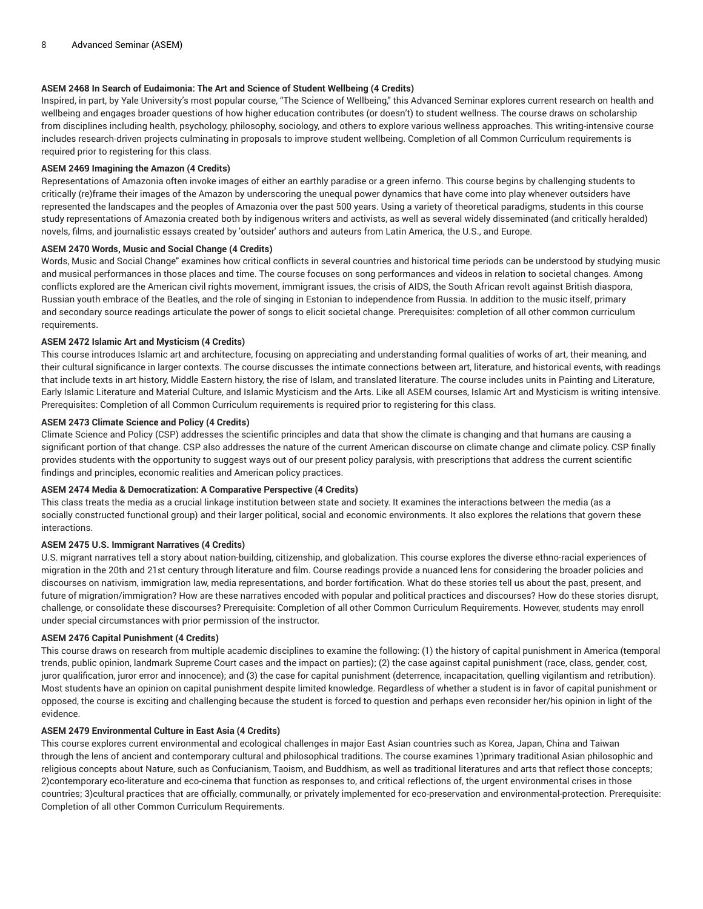### ASEM 2468 In Search of Eudaimonia: The Art and Science of Student Wellbeing (4 Credits)

Inspired, in part, by Yale University's most popular course, "The Science of Wellbeing," this Advanced Seminar explores current research on health and wellbeing and engages broader questions of how higher education contributes (or doesn't) to student wellness. The course draws on scholarship from disciplines including health, psychology, philosophy, sociology, and others to explore various wellness approaches. This writing-intensive course includes research-driven projects culminating in proposals to improve student wellbeing. Completion of all Common Curriculum requirements is required prior to registering for this class.

### ASEM 2469 Imagining the Amazon (4 Credits)

Representations of Amazonia often invoke images of either an earthly paradise or a green inferno. This course begins by challenging students to critically (re)frame their images of the Amazon by underscoring the unequal power dynamics that have come into play whenever outsiders have represented the landscapes and the peoples of Amazonia over the past 500 years. Using a variety of theoretical paradigms, students in this course study representations of Amazonia created both by indigenous writers and activists, as well as several widely disseminated (and critically heralded) novels, films, and journalistic essays created by 'outsider' authors and auteurs from Latin America, the U.S., and Europe.

### ASEM 2470 Words, Music and Social Change (4 Credits)

Words, Music and Social Change" examines how critical conflicts in several countries and historical time periods can be understood by studying music and musical performances in those places and time. The course focuses on song performances and videos in relation to societal changes. Among conflicts explored are the American civil rights movement, immigrant issues, the crisis of AIDS, the South African revolt against British diaspora, Russian youth embrace of the Beatles, and the role of singing in Estonian to independence from Russia. In addition to the music itself, primary and secondary source readings articulate the power of songs to elicit societal change. Prerequisites: completion of all other common curriculum requirements.

### ASEM 2472 Islamic Art and Mysticism (4 Credits)

This course introduces Islamic art and architecture, focusing on appreciating and understanding formal qualities of works of art, their meaning, and their cultural significance in larger contexts. The course discusses the intimate connections between art, literature, and historical events, with readings that include texts in art history, Middle Eastern history, the rise of Islam, and translated literature. The course includes units in Painting and Literature, Early Islamic Literature and Material Culture, and Islamic Mysticism and the Arts. Like all ASEM courses, Islamic Art and Mysticism is writing intensive. Prerequisites: Completion of all Common Curriculum requirements is required prior to registering for this class.

### ASEM 2473 Climate Science and Policy (4 Credits)

Climate Science and Policy (CSP) addresses the scientific principles and data that show the climate is changing and that humans are causing a significant portion of that change. CSP also addresses the nature of the current American discourse on climate change and climate policy. CSP finally provides students with the opportunity to suggest ways out of our present policy paralysis, with prescriptions that address the current scientific findings and principles, economic realities and American policy practices.

### ASEM 2474 Media & Democratization: A Comparative Perspective (4 Credits)

This class treats the media as a crucial linkage institution between state and society. It examines the interactions between the media (as a socially constructed functional group) and their larger political, social and economic environments. It also explores the relations that govern these interactions.

### ASEM 2475 U.S. Immigrant Narratives (4 Credits)

U.S. migrant narratives tell a story about nation-building, citizenship, and globalization. This course explores the diverse ethno-racial experiences of migration in the 20th and 21st century through literature and film. Course readings provide a nuanced lens for considering the broader policies and discourses on nativism, immigration law, media representations, and border fortification. What do these stories tell us about the past, present, and future of migration/immigration? How are these narratives encoded with popular and political practices and discourses? How do these stories disrupt, challenge, or consolidate these discourses? Prerequisite: Completion of all other Common Curriculum Requirements. However, students may enroll under special circumstances with prior permission of the instructor.

### ASEM 2476 Capital Punishment (4 Credits)

This course draws on research from multiple academic disciplines to examine the following: (1) the history of capital punishment in America (temporal trends, public opinion, landmark Supreme Court cases and the impact on parties); (2) the case against capital punishment (race, class, gender, cost, juror qualification, juror error and innocence); and (3) the case for capital punishment (deterrence, incapacitation, quelling vigilantism and retribution). Most students have an opinion on capital punishment despite limited knowledge. Regardless of whether a student is in favor of capital punishment or opposed, the course is exciting and challenging because the student is forced to question and perhaps even reconsider her/his opinion in light of the evidence.

### ASEM 2479 Environmental Culture in East Asia (4 Credits)

This course explores current environmental and ecological challenges in major East Asian countries such as Korea, Japan, China and Taiwan through the lens of ancient and contemporary cultural and philosophical traditions. The course examines 1)primary traditional Asian philosophic and religious concepts about Nature, such as Confucianism, Taoism, and Buddhism, as well as traditional literatures and arts that reflect those concepts; 2)contemporary eco-literature and eco-cinema that function as responses to, and critical reflections of, the urgent environmental crises in those countries; 3)cultural practices that are officially, communally, or privately implemented for eco-preservation and environmental-protection. Prerequisite: Completion of all other Common Curriculum Requirements.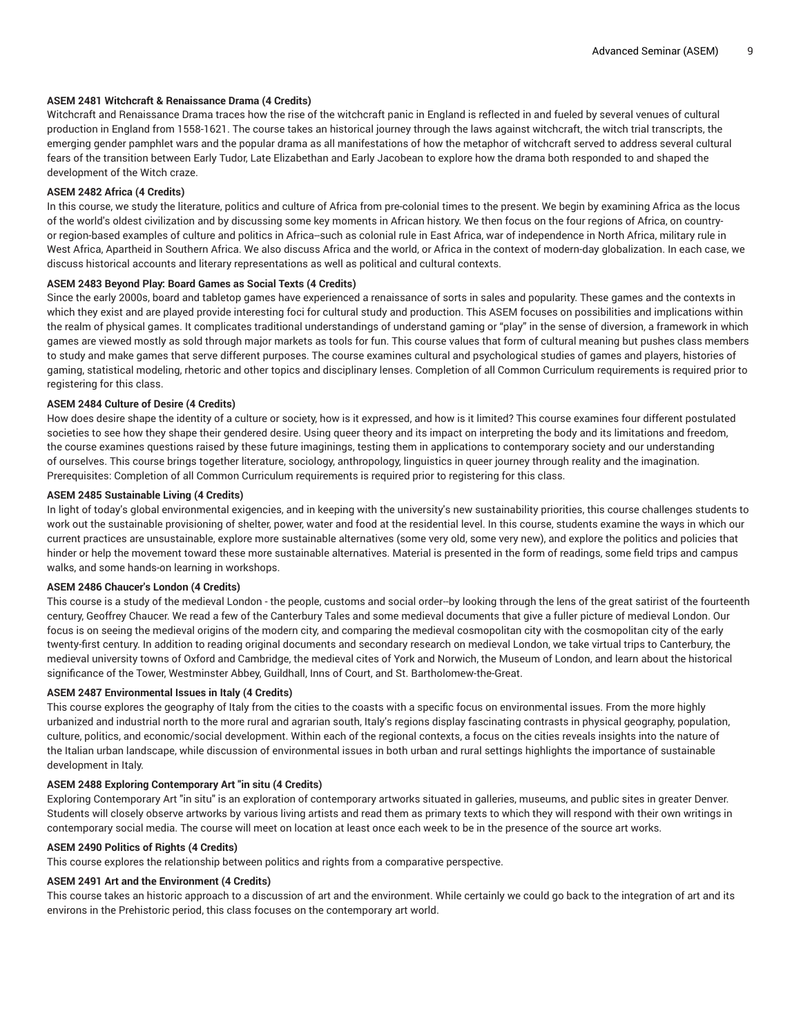### ASEM 2481 Witchcraft & Renaissance Drama (4 Credits)

Witchcraft and Renaissance Drama traces how the rise of the witchcraft panic in England is reflected in and fueled by several venues of cultural production in England from 1558-1621. The course takes an historical journey through the laws against witchcraft, the witch trial transcripts, the emerging gender pamphlet wars and the popular drama as all manifestations of how the metaphor of witchcraft served to address several cultural fears of the transition between Early Tudor, Late Elizabethan and Early Jacobean to explore how the drama both responded to and shaped the development of the Witch craze.

### ASEM 2482 Africa (4 Credits)

In this course, we study the literature, politics and culture of Africa from pre-colonial times to the present. We begin by examining Africa as the locus of the world's oldest civilization and by discussing some key moments in African history. We then focus on the four regions of Africa, on country- or region-based examples of culture and politics in Africa--such as colonial rule in East Africa, war of independence in North Africa, military rule in West Africa, Apartheid in Southern Africa. We also discuss Africa and the world, or Africa in the context of modern-day globalization. In each case, we discuss historical accounts and literary representations as well as political and cultural contexts.

### ASEM 2483 Beyond Play: Board Games as Social Texts (4 Credits)

Since the early 2000s, board and tabletop games have experienced a renaissance of sorts in sales and popularity. These games and the contexts in which they exist and are played provide interesting foci for cultural study and production. This ASEM focuses on possibilities and implications within the realm of physical games. It complicates traditional understandings of understand gaming or "play" in the sense of diversion, a framework in which games are viewed mostly as sold through major markets as tools for fun. This course values that form of cultural meaning but pushes class members to study and make games that serve different purposes. The course examines cultural and psychological studies of games and players, histories of gaming, statistical modeling, rhetoric and other topics and disciplinary lenses. Completion of all Common Curriculum requirements is required prior to registering for this class.

### ASEM 2484 Culture of Desire (4 Credits)

How does desire shape the identity of a culture or society, how is it expressed, and how is it limited? This course examines four different postulated societies to see how they shape their gendered desire. Using queer theory and its impact on interpreting the body and its limitations and freedom, the course examines questions raised by these future imaginings, testing them in applications to contemporary society and our understanding of ourselves. This course brings together literature, sociology, anthropology, linguistics in queer journey through reality and the imagination. Prerequisites: Completion of all Common Curriculum requirements is required prior to registering for this class.

### ASEM 2485 Sustainable Living (4 Credits)

In light of today's global environmental exigencies, and in keeping with the university's new sustainability priorities, this course challenges students to work out the sustainable provisioning of shelter, power, water and food at the residential level. In this course, students examine the ways in which our current practices are unsustainable, explore more sustainable alternatives (some very old, some very new), and explore the politics and policies that hinder or help the movement toward these more sustainable alternatives. Material is presented in the form of readings, some field trips and campus walks, and some hands-on learning in workshops.

### ASEM 2486 Chaucer's London (4 Credits)

This course is a study of the medieval London - the people, customs and social order--by looking through the lens of the great satirist of the fourteenth century, Geoffrey Chaucer. We read a few of the Canterbury Tales and some medieval documents that give a fuller picture of medieval London. Our focus is on seeing the medieval origins of the modern city, and comparing the medieval cosmopolitan city with the cosmopolitan city of the early twenty-first century. In addition to reading original documents and secondary research on medieval London, we take virtual trips to Canterbury, the medieval university towns of Oxford and Cambridge, the medieval cites of York and Norwich, the Museum of London, and learn about the historical significance of the Tower, Westminster Abbey, Guildhall, Inns of Court, and St. Bartholomew-the-Great.

### ASEM 2487 Environmental Issues in Italy (4 Credits)

This course explores the geography of Italy from the cities to the coasts with a specific focus on environmental issues. From the more highly urbanized and industrial north to the more rural and agrarian south, Italy's regions display fascinating contrasts in physical geography, population, culture, politics, and economic/social development. Within each of the regional contexts, a focus on the cities reveals insights into the nature of the Italian urban landscape, while discussion of environmental issues in both urban and rural settings highlights the importance of sustainable development in Italy.

### ASEM 2488 Exploring Contemporary Art "in situ (4 Credits)

Exploring Contemporary Art "in situ" is an exploration of contemporary artworks situated in galleries, museums, and public sites in greater Denver. Students will closely observe artworks by various living artists and read them as primary texts to which they will respond with their own writings in contemporary social media. The course will meet on location at least once each week to be in the presence of the source art works.

### ASEM 2490 Politics of Rights (4 Credits)

This course explores the relationship between politics and rights from a comparative perspective.

### ASEM 2491 Art and the Environment (4 Credits)

This course takes an historic approach to a discussion of art and the environment. While certainly we could go back to the integration of art and its environs in the Prehistoric period, this class focuses on the contemporary art world.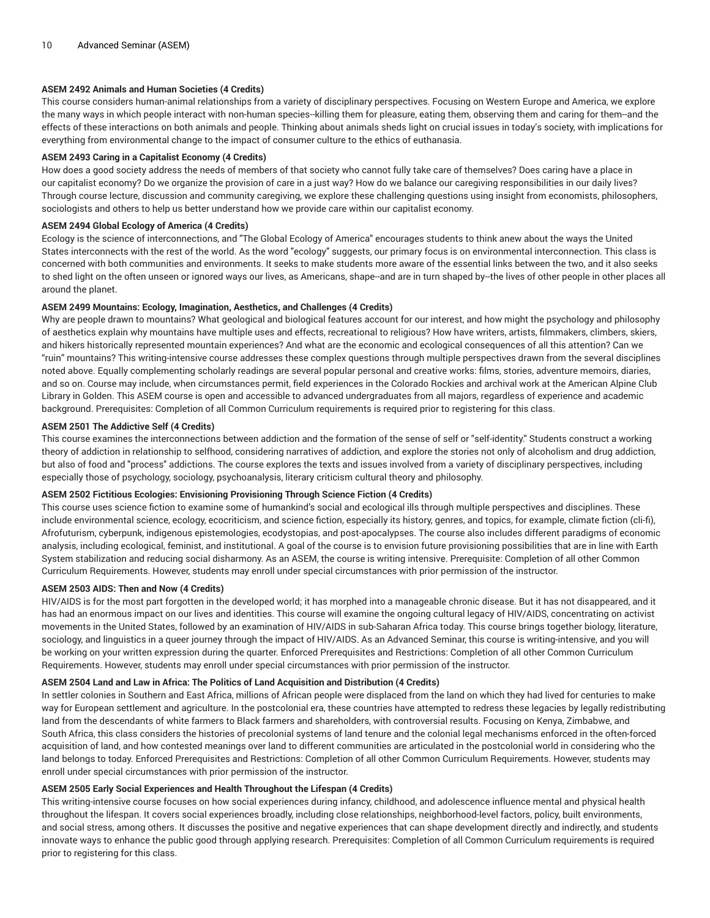**ASEM 2492 Animals and Human Societies (4 Credits)**

This course considers human-animal relationships from a variety of disciplinary perspectives. Focusing on Western Europe and America, we explore the many ways in which people interact with non-human species--killing them for pleasure, eating them, observing them and caring for them--and the effects of these interactions on both animals and people. Thinking about animals sheds light on crucial issues in today's society, with implications for everything from environmental change to the impact of consumer culture to the ethics of euthanasia.

**ASEM 2493 Caring in a Capitalist Economy (4 Credits)**

How does a good society address the needs of members of that society who cannot fully take care of themselves? Does caring have a place in our capitalist economy? Do we organize the provision of care in a just way? How do we balance our caregiving responsibilities in our daily lives? Through course lecture, discussion and community caregiving, we explore these challenging questions using insight from economists, philosophers, sociologists and others to help us better understand how we provide care within our capitalist economy.

**ASEM 2494 Global Ecology of America (4 Credits)**

Ecology is the science of interconnections, and "The Global Ecology of America" encourages students to think anew about the ways the United States interconnects with the rest of the world. As the word "ecology" suggests, our primary focus is on environmental interconnection. This class is concerned with both communities and environments. It seeks to make students more aware of the essential links between the two, and it also seeks to shed light on the often unseen or ignored ways our lives, as Americans, shape--and are in turn shaped by--the lives of other people in other places all around the planet.

**ASEM 2499 Mountains: Ecology, Imagination, Aesthetics, and Challenges (4 Credits)**

Why are people drawn to mountains? What geological and biological features account for our interest, and how might the psychology and philosophy of aesthetics explain why mountains have multiple uses and effects, recreational to religious? How have writers, artists, filmmakers, climbers, skiers, and hikers historically represented mountain experiences? And what are the economic and ecological consequences of all this attention? Can we "ruin" mountains? This writing-intensive course addresses these complex questions through multiple perspectives drawn from the several disciplines noted above. Equally complementing scholarly readings are several popular personal and creative works: films, stories, adventure memoirs, diaries, and so on. Course may include, when circumstances permit, field experiences in the Colorado Rockies and archival work at the American Alpine Club Library in Golden. This ASEM course is open and accessible to advanced undergraduates from all majors, regardless of experience and academic background. Prerequisites: Completion of all Common Curriculum requirements is required prior to registering for this class.

**ASEM 2501 The Addictive Self (4 Credits)**

This course examines the interconnections between addiction and the formation of the sense of self or "self-identity." Students construct a working theory of addiction in relationship to selfhood, considering narratives of addiction, and explore the stories not only of alcoholism and drug addiction, but also of food and "process" addictions. The course explores the texts and issues involved from a variety of disciplinary perspectives, including especially those of psychology, sociology, psychoanalysis, literary criticism cultural theory and philosophy.

**ASEM 2502 Fictitious Ecologies: Envisioning Provisioning Through Science Fiction (4 Credits)**

This course uses science fiction to examine some of humankind's social and ecological ills through multiple perspectives and disciplines. These include environmental science, ecology, ecocriticism, and science fiction, especially its history, genres, and topics, for example, climate fiction (cli-fi), Afrofuturism, cyberpunk, indigenous epistemologies, ecodystopias, and post-apocalypses. The course also includes different paradigms of economic analysis, including ecological, feminist, and institutional. A goal of the course is to envision future provisioning possibilities that are in line with Earth System stabilization and reducing social disharmony. As an ASEM, the course is writing intensive. Prerequisite: Completion of all other Common Curriculum Requirements. However, students may enroll under special circumstances with prior permission of the instructor.

**ASEM 2503 AIDS: Then and Now (4 Credits)**

HIV/AIDS is for the most part forgotten in the developed world; it has morphed into a manageable chronic disease. But it has not disappeared, and it has had an enormous impact on our lives and identities. This course will examine the ongoing cultural legacy of HIV/AIDS, concentrating on activist movements in the United States, followed by an examination of HIV/AIDS in sub-Saharan Africa today. This course brings together biology, literature, sociology, and linguistics in a queer journey through the impact of HIV/AIDS. As an Advanced Seminar, this course is writing-intensive, and you will be working on your written expression during the quarter. Enforced Prerequisites and Restrictions: Completion of all other Common Curriculum Requirements. However, students may enroll under special circumstances with prior permission of the instructor.

**ASEM 2504 Land and Law in Africa: The Politics of Land Acquisition and Distribution (4 Credits)**

In settler colonies in Southern and East Africa, millions of African people were displaced from the land on which they had lived for centuries to make way for European settlement and agriculture. In the postcolonial era, these countries have attempted to redress these legacies by legally redistributing land from the descendants of white farmers to Black farmers and shareholders, with controversial results. Focusing on Kenya, Zimbabwe, and South Africa, this class considers the histories of precolonial systems of land tenure and the colonial legal mechanisms enforced in the often-forced acquisition of land, and how contested meanings over land to different communities are articulated in the postcolonial world in considering who the land belongs to today. Enforced Prerequisites and Restrictions: Completion of all other Common Curriculum Requirements. However, students may enroll under special circumstances with prior permission of the instructor.

**ASEM 2505 Early Social Experiences and Health Throughout the Lifespan (4 Credits)**

This writing-intensive course focuses on how social experiences during infancy, childhood, and adolescence influence mental and physical health throughout the lifespan. It covers social experiences broadly, including close relationships, neighborhood-level factors, policy, built environments, and social stress, among others. It discusses the positive and negative experiences that can shape development directly and indirectly, and students innovate ways to enhance the public good through applying research. Prerequisites: Completion of all Common Curriculum requirements is required prior to registering for this class.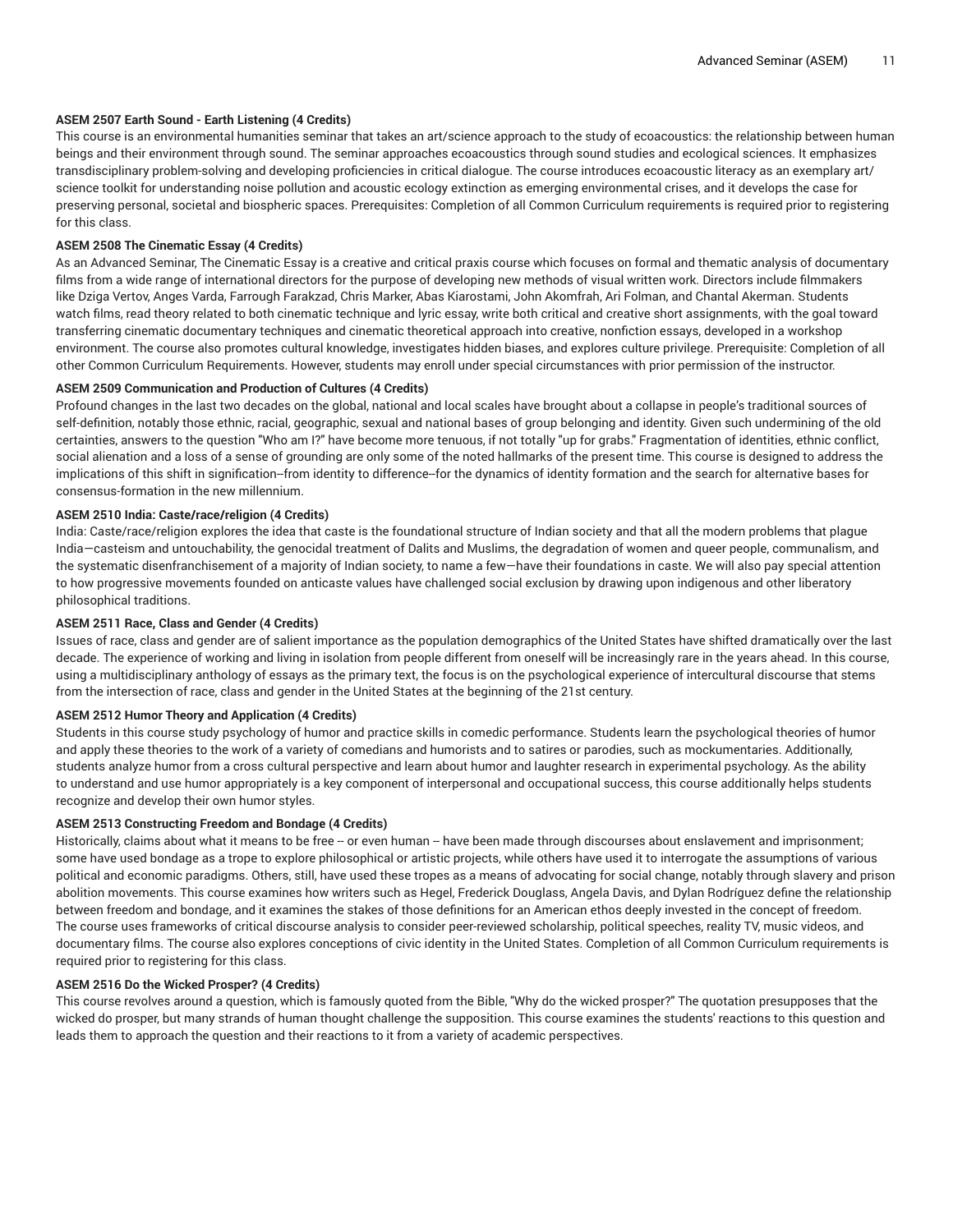### ASEM 2507 Earth Sound - Earth Listening (4 Credits)

This course is an environmental humanities seminar that takes an art/science approach to the study of ecoacoustics: the relationship between human beings and their environment through sound. The seminar approaches ecoacoustics through sound studies and ecological sciences. It emphasizes transdisciplinary problem-solving and developing proficiencies in critical dialogue. The course introduces ecoacoustic literacy as an exemplary art/science toolkit for understanding noise pollution and acoustic ecology extinction as emerging environmental crises, and it develops the case for preserving personal, societal and biospheric spaces. Prerequisites: Completion of all Common Curriculum requirements is required prior to registering for this class.

### ASEM 2508 The Cinematic Essay (4 Credits)

As an Advanced Seminar, The Cinematic Essay is a creative and critical praxis course which focuses on formal and thematic analysis of documentary films from a wide range of international directors for the purpose of developing new methods of visual written work. Directors include filmmakers like Dziga Vertov, Anges Varda, Farrough Farakzad, Chris Marker, Abas Kiarostami, John Akomfrah, Ari Folman, and Chantal Akerman. Students watch films, read theory related to both cinematic technique and lyric essay, write both critical and creative short assignments, with the goal toward transferring cinematic documentary techniques and cinematic theoretical approach into creative, nonfiction essays, developed in a workshop environment. The course also promotes cultural knowledge, investigates hidden biases, and explores culture privilege. Prerequisite: Completion of all other Common Curriculum Requirements. However, students may enroll under special circumstances with prior permission of the instructor.

### ASEM 2509 Communication and Production of Cultures (4 Credits)

Profound changes in the last two decades on the global, national and local scales have brought about a collapse in people's traditional sources of self-definition, notably those ethnic, racial, geographic, sexual and national bases of group belonging and identity. Given such undermining of the old certainties, answers to the question "Who am I?" have become more tenuous, if not totally "up for grabs." Fragmentation of identities, ethnic conflict, social alienation and a loss of a sense of grounding are only some of the noted hallmarks of the present time. This course is designed to address the implications of this shift in signification--from identity to difference--for the dynamics of identity formation and the search for alternative bases for consensus-formation in the new millennium.

### ASEM 2510 India: Caste/race/religion (4 Credits)

India: Caste/race/religion explores the idea that caste is the foundational structure of Indian society and that all the modern problems that plague India—casteism and untouchability, the genocidal treatment of Dalits and Muslims, the degradation of women and queer people, communalism, and the systematic disenfranchisement of a majority of Indian society, to name a few—have their foundations in caste. We will also pay special attention to how progressive movements founded on anticaste values have challenged social exclusion by drawing upon indigenous and other liberatory philosophical traditions.

### ASEM 2511 Race, Class and Gender (4 Credits)

Issues of race, class and gender are of salient importance as the population demographics of the United States have shifted dramatically over the last decade. The experience of working and living in isolation from people different from oneself will be increasingly rare in the years ahead. In this course, using a multidisciplinary anthology of essays as the primary text, the focus is on the psychological experience of intercultural discourse that stems from the intersection of race, class and gender in the United States at the beginning of the 21st century.

### ASEM 2512 Humor Theory and Application (4 Credits)

Students in this course study psychology of humor and practice skills in comedic performance. Students learn the psychological theories of humor and apply these theories to the work of a variety of comedians and humorists and to satires or parodies, such as mockumentaries. Additionally, students analyze humor from a cross cultural perspective and learn about humor and laughter research in experimental psychology. As the ability to understand and use humor appropriately is a key component of interpersonal and occupational success, this course additionally helps students recognize and develop their own humor styles.

### ASEM 2513 Constructing Freedom and Bondage (4 Credits)

Historically, claims about what it means to be free -- or even human -- have been made through discourses about enslavement and imprisonment; some have used bondage as a trope to explore philosophical or artistic projects, while others have used it to interrogate the assumptions of various political and economic paradigms. Others, still, have used these tropes as a means of advocating for social change, notably through slavery and prison abolition movements. This course examines how writers such as Hegel, Frederick Douglass, Angela Davis, and Dylan Rodríguez define the relationship between freedom and bondage, and it examines the stakes of those definitions for an American ethos deeply invested in the concept of freedom. The course uses frameworks of critical discourse analysis to consider peer-reviewed scholarship, political speeches, reality TV, music videos, and documentary films. The course also explores conceptions of civic identity in the United States. Completion of all Common Curriculum requirements is required prior to registering for this class.

### ASEM 2516 Do the Wicked Prosper? (4 Credits)

This course revolves around a question, which is famously quoted from the Bible, "Why do the wicked prosper?" The quotation presupposes that the wicked do prosper, but many strands of human thought challenge the supposition. This course examines the students' reactions to this question and leads them to approach the question and their reactions to it from a variety of academic perspectives.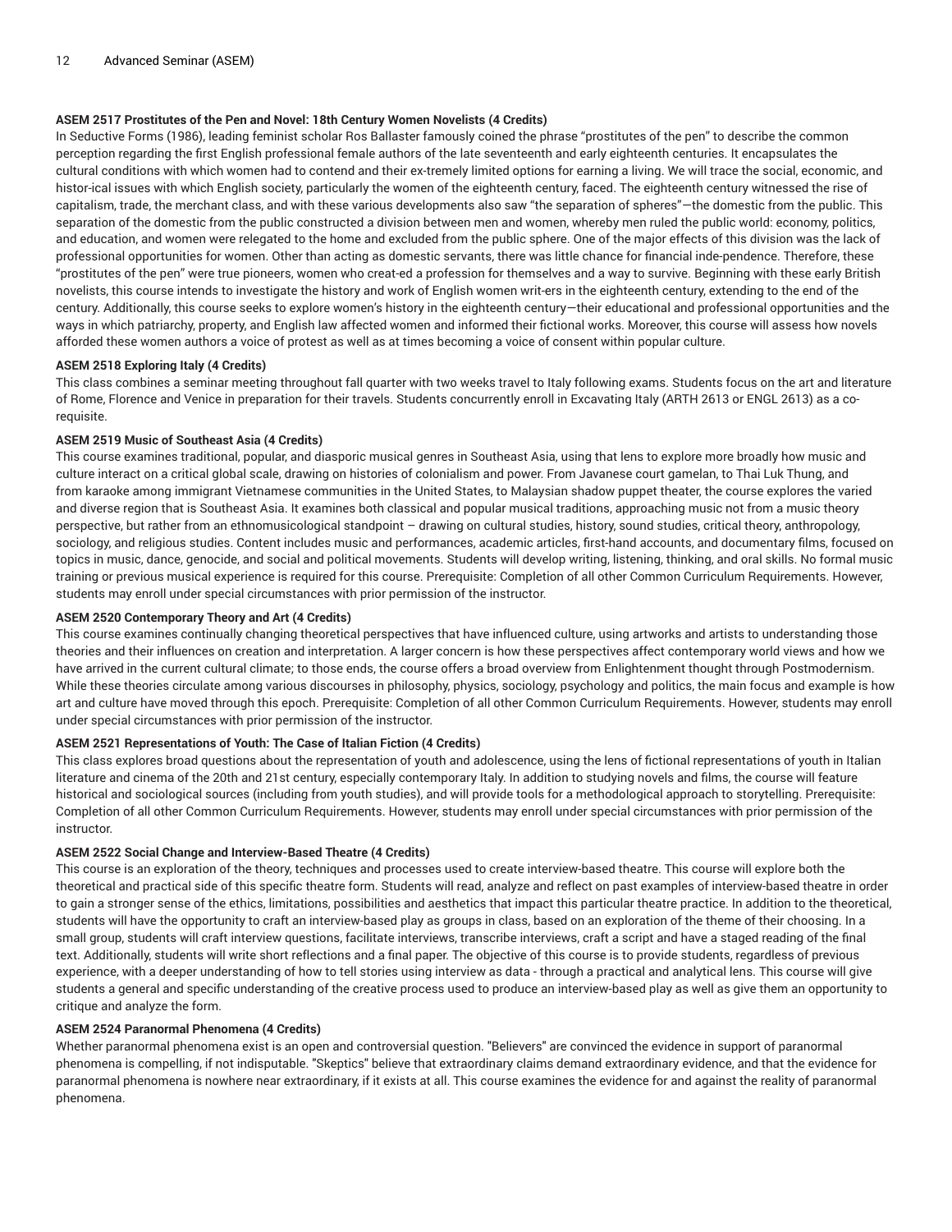**ASEM 2517 Prostitutes of the Pen and Novel: 18th Century Women Novelists (4 Credits)**

In Seductive Forms (1986), leading feminist scholar Ros Ballaster famously coined the phrase "prostitutes of the pen" to describe the common perception regarding the first English professional female authors of the late seventeenth and early eighteenth centuries. It encapsulates the cultural conditions with which women had to contend and their ex-tremely limited options for earning a living. We will trace the social, economic, and histor-ical issues with which English society, particularly the women of the eighteenth century, faced. The eighteenth century witnessed the rise of capitalism, trade, the merchant class, and with these various developments also saw "the separation of spheres"—the domestic from the public. This separation of the domestic from the public constructed a division between men and women, whereby men ruled the public world: economy, politics, and education, and women were relegated to the home and excluded from the public sphere. One of the major effects of this division was the lack of professional opportunities for women. Other than acting as domestic servants, there was little chance for financial inde-pendence. Therefore, these "prostitutes of the pen" were true pioneers, women who creat-ed a profession for themselves and a way to survive. Beginning with these early British novelists, this course intends to investigate the history and work of English women writ-ers in the eighteenth century, extending to the end of the century. Additionally, this course seeks to explore women's history in the eighteenth century—their educational and professional opportunities and the ways in which patriarchy, property, and English law affected women and informed their fictional works. Moreover, this course will assess how novels afforded these women authors a voice of protest as well as at times becoming a voice of consent within popular culture.

**ASEM 2518 Exploring Italy (4 Credits)**

This class combines a seminar meeting throughout fall quarter with two weeks travel to Italy following exams. Students focus on the art and literature of Rome, Florence and Venice in preparation for their travels. Students concurrently enroll in Excavating Italy (ARTH 2613 or ENGL 2613) as a co-requisite.

**ASEM 2519 Music of Southeast Asia (4 Credits)**

This course examines traditional, popular, and diasporic musical genres in Southeast Asia, using that lens to explore more broadly how music and culture interact on a critical global scale, drawing on histories of colonialism and power. From Javanese court gamelan, to Thai Luk Thung, and from karaoke among immigrant Vietnamese communities in the United States, to Malaysian shadow puppet theater, the course explores the varied and diverse region that is Southeast Asia. It examines both classical and popular musical traditions, approaching music not from a music theory perspective, but rather from an ethnomusicological standpoint – drawing on cultural studies, history, sound studies, critical theory, anthropology, sociology, and religious studies. Content includes music and performances, academic articles, first-hand accounts, and documentary films, focused on topics in music, dance, genocide, and social and political movements. Students will develop writing, listening, thinking, and oral skills. No formal music training or previous musical experience is required for this course. Prerequisite: Completion of all other Common Curriculum Requirements. However, students may enroll under special circumstances with prior permission of the instructor.

**ASEM 2520 Contemporary Theory and Art (4 Credits)**

This course examines continually changing theoretical perspectives that have influenced culture, using artworks and artists to understanding those theories and their influences on creation and interpretation. A larger concern is how these perspectives affect contemporary world views and how we have arrived in the current cultural climate; to those ends, the course offers a broad overview from Enlightenment thought through Postmodernism. While these theories circulate among various discourses in philosophy, physics, sociology, psychology and politics, the main focus and example is how art and culture have moved through this epoch. Prerequisite: Completion of all other Common Curriculum Requirements. However, students may enroll under special circumstances with prior permission of the instructor.

**ASEM 2521 Representations of Youth: The Case of Italian Fiction (4 Credits)**

This class explores broad questions about the representation of youth and adolescence, using the lens of fictional representations of youth in Italian literature and cinema of the 20th and 21st century, especially contemporary Italy. In addition to studying novels and films, the course will feature historical and sociological sources (including from youth studies), and will provide tools for a methodological approach to storytelling. Prerequisite: Completion of all other Common Curriculum Requirements. However, students may enroll under special circumstances with prior permission of the instructor.

**ASEM 2522 Social Change and Interview-Based Theatre (4 Credits)**

This course is an exploration of the theory, techniques and processes used to create interview-based theatre. This course will explore both the theoretical and practical side of this specific theatre form. Students will read, analyze and reflect on past examples of interview-based theatre in order to gain a stronger sense of the ethics, limitations, possibilities and aesthetics that impact this particular theatre practice. In addition to the theoretical, students will have the opportunity to craft an interview-based play as groups in class, based on an exploration of the theme of their choosing. In a small group, students will craft interview questions, facilitate interviews, transcribe interviews, craft a script and have a staged reading of the final text. Additionally, students will write short reflections and a final paper. The objective of this course is to provide students, regardless of previous experience, with a deeper understanding of how to tell stories using interview as data - through a practical and analytical lens. This course will give students a general and specific understanding of the creative process used to produce an interview-based play as well as give them an opportunity to critique and analyze the form.

**ASEM 2524 Paranormal Phenomena (4 Credits)**

Whether paranormal phenomena exist is an open and controversial question. "Believers" are convinced the evidence in support of paranormal phenomena is compelling, if not indisputable. "Skeptics" believe that extraordinary claims demand extraordinary evidence, and that the evidence for paranormal phenomena is nowhere near extraordinary, if it exists at all. This course examines the evidence for and against the reality of paranormal phenomena.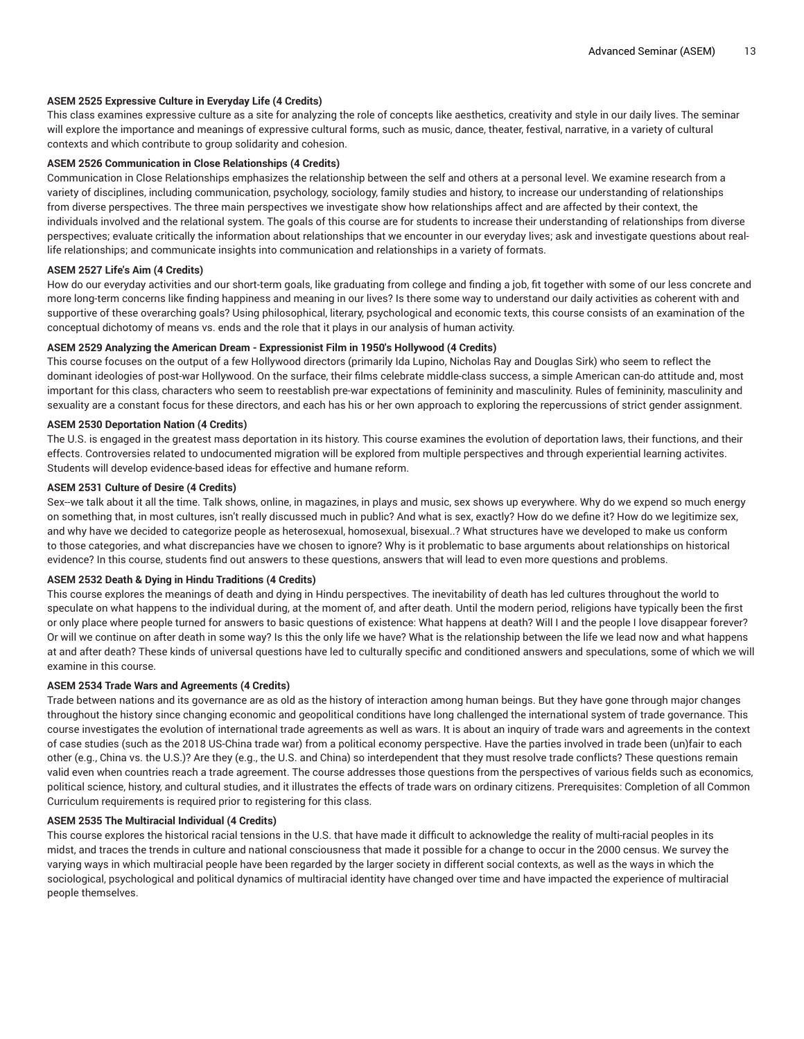**ASEM 2525 Expressive Culture in Everyday Life (4 Credits)**

This class examines expressive culture as a site for analyzing the role of concepts like aesthetics, creativity and style in our daily lives. The seminar will explore the importance and meanings of expressive cultural forms, such as music, dance, theater, festival, narrative, in a variety of cultural contexts and which contribute to group solidarity and cohesion.

**ASEM 2526 Communication in Close Relationships (4 Credits)**

Communication in Close Relationships emphasizes the relationship between the self and others at a personal level. We examine research from a variety of disciplines, including communication, psychology, sociology, family studies and history, to increase our understanding of relationships from diverse perspectives. The three main perspectives we investigate show how relationships affect and are affected by their context, the individuals involved and the relational system. The goals of this course are for students to increase their understanding of relationships from diverse perspectives; evaluate critically the information about relationships that we encounter in our everyday lives; ask and investigate questions about real-life relationships; and communicate insights into communication and relationships in a variety of formats.

**ASEM 2527 Life's Aim (4 Credits)**

How do our everyday activities and our short-term goals, like graduating from college and finding a job, fit together with some of our less concrete and more long-term concerns like finding happiness and meaning in our lives? Is there some way to understand our daily activities as coherent with and supportive of these overarching goals? Using philosophical, literary, psychological and economic texts, this course consists of an examination of the conceptual dichotomy of means vs. ends and the role that it plays in our analysis of human activity.

**ASEM 2529 Analyzing the American Dream - Expressionist Film in 1950's Hollywood (4 Credits)**

This course focuses on the output of a few Hollywood directors (primarily Ida Lupino, Nicholas Ray and Douglas Sirk) who seem to reflect the dominant ideologies of post-war Hollywood. On the surface, their films celebrate middle-class success, a simple American can-do attitude and, most important for this class, characters who seem to reestablish pre-war expectations of femininity and masculinity. Rules of femininity, masculinity and sexuality are a constant focus for these directors, and each has his or her own approach to exploring the repercussions of strict gender assignment.

**ASEM 2530 Deportation Nation (4 Credits)**

The U.S. is engaged in the greatest mass deportation in its history. This course examines the evolution of deportation laws, their functions, and their effects. Controversies related to undocumented migration will be explored from multiple perspectives and through experiential learning activites. Students will develop evidence-based ideas for effective and humane reform.

**ASEM 2531 Culture of Desire (4 Credits)**

Sex--we talk about it all the time. Talk shows, online, in magazines, in plays and music, sex shows up everywhere. Why do we expend so much energy on something that, in most cultures, isn't really discussed much in public? And what is sex, exactly? How do we define it? How do we legitimize sex, and why have we decided to categorize people as heterosexual, homosexual, bisexual..? What structures have we developed to make us conform to those categories, and what discrepancies have we chosen to ignore? Why is it problematic to base arguments about relationships on historical evidence? In this course, students find out answers to these questions, answers that will lead to even more questions and problems.

**ASEM 2532 Death & Dying in Hindu Traditions (4 Credits)**

This course explores the meanings of death and dying in Hindu perspectives. The inevitability of death has led cultures throughout the world to speculate on what happens to the individual during, at the moment of, and after death. Until the modern period, religions have typically been the first or only place where people turned for answers to basic questions of existence: What happens at death? Will I and the people I love disappear forever? Or will we continue on after death in some way? Is this the only life we have? What is the relationship between the life we lead now and what happens at and after death? These kinds of universal questions have led to culturally specific and conditioned answers and speculations, some of which we will examine in this course.

**ASEM 2534 Trade Wars and Agreements (4 Credits)**

Trade between nations and its governance are as old as the history of interaction among human beings. But they have gone through major changes throughout the history since changing economic and geopolitical conditions have long challenged the international system of trade governance. This course investigates the evolution of international trade agreements as well as wars. It is about an inquiry of trade wars and agreements in the context of case studies (such as the 2018 US-China trade war) from a political economy perspective. Have the parties involved in trade been (un)fair to each other (e.g., China vs. the U.S.)? Are they (e.g., the U.S. and China) so interdependent that they must resolve trade conflicts? These questions remain valid even when countries reach a trade agreement. The course addresses those questions from the perspectives of various fields such as economics, political science, history, and cultural studies, and it illustrates the effects of trade wars on ordinary citizens. Prerequisites: Completion of all Common Curriculum requirements is required prior to registering for this class.

**ASEM 2535 The Multiracial Individual (4 Credits)**

This course explores the historical racial tensions in the U.S. that have made it difficult to acknowledge the reality of multi-racial peoples in its midst, and traces the trends in culture and national consciousness that made it possible for a change to occur in the 2000 census. We survey the varying ways in which multiracial people have been regarded by the larger society in different social contexts, as well as the ways in which the sociological, psychological and political dynamics of multiracial identity have changed over time and have impacted the experience of multiracial people themselves.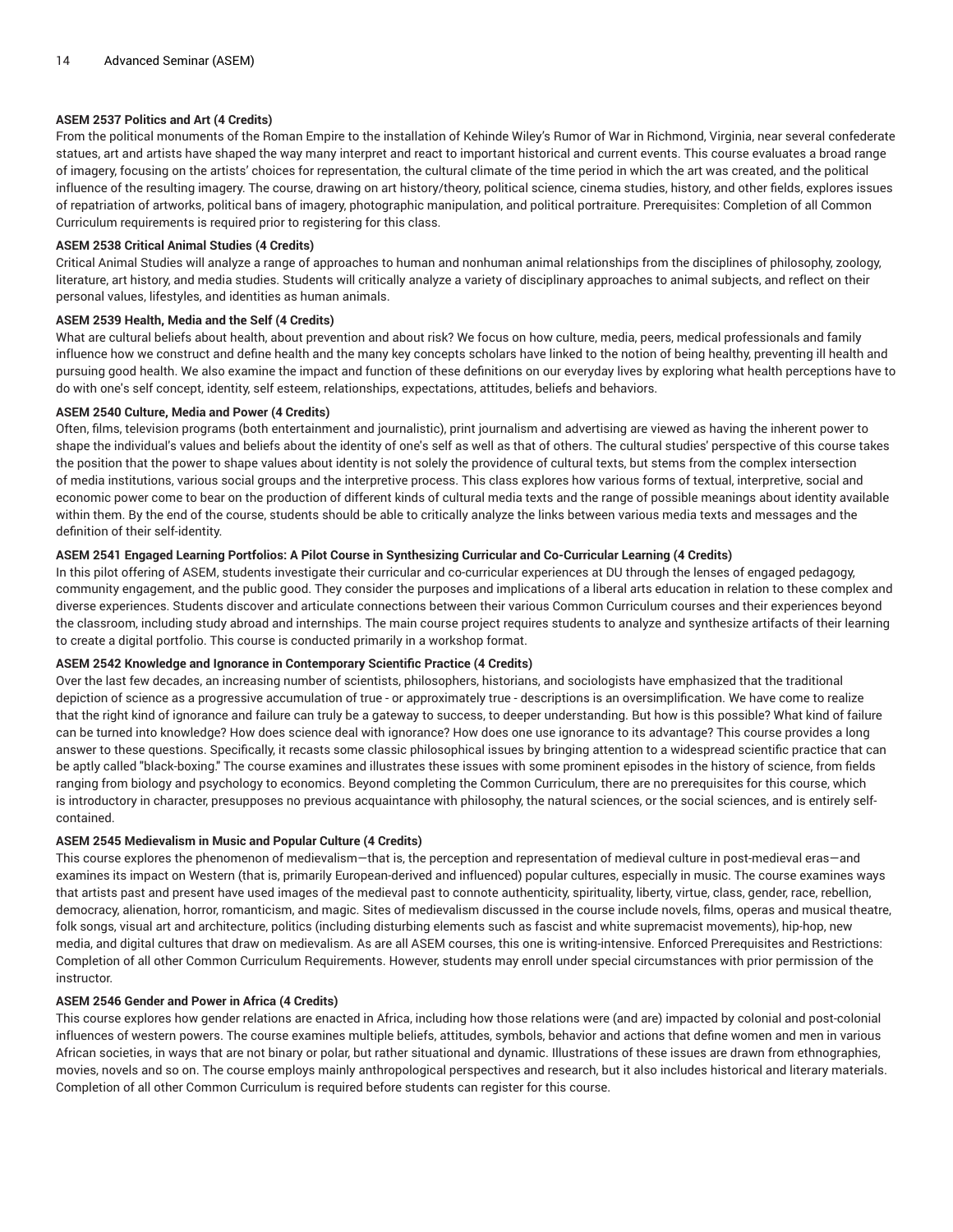**ASEM 2537 Politics and Art (4 Credits)**

From the political monuments of the Roman Empire to the installation of Kehinde Wiley's Rumor of War in Richmond, Virginia, near several confederate statues, art and artists have shaped the way many interpret and react to important historical and current events. This course evaluates a broad range of imagery, focusing on the artists' choices for representation, the cultural climate of the time period in which the art was created, and the political influence of the resulting imagery. The course, drawing on art history/theory, political science, cinema studies, history, and other fields, explores issues of repatriation of artworks, political bans of imagery, photographic manipulation, and political portraiture. Prerequisites: Completion of all Common Curriculum requirements is required prior to registering for this class.

**ASEM 2538 Critical Animal Studies (4 Credits)**

Critical Animal Studies will analyze a range of approaches to human and nonhuman animal relationships from the disciplines of philosophy, zoology, literature, art history, and media studies. Students will critically analyze a variety of disciplinary approaches to animal subjects, and reflect on their personal values, lifestyles, and identities as human animals.

**ASEM 2539 Health, Media and the Self (4 Credits)**

What are cultural beliefs about health, about prevention and about risk? We focus on how culture, media, peers, medical professionals and family influence how we construct and define health and the many key concepts scholars have linked to the notion of being healthy, preventing ill health and pursuing good health. We also examine the impact and function of these definitions on our everyday lives by exploring what health perceptions have to do with one's self concept, identity, self esteem, relationships, expectations, attitudes, beliefs and behaviors.

**ASEM 2540 Culture, Media and Power (4 Credits)**

Often, films, television programs (both entertainment and journalistic), print journalism and advertising are viewed as having the inherent power to shape the individual's values and beliefs about the identity of one's self as well as that of others. The cultural studies' perspective of this course takes the position that the power to shape values about identity is not solely the providence of cultural texts, but stems from the complex intersection of media institutions, various social groups and the interpretive process. This class explores how various forms of textual, interpretive, social and economic power come to bear on the production of different kinds of cultural media texts and the range of possible meanings about identity available within them. By the end of the course, students should be able to critically analyze the links between various media texts and messages and the definition of their self-identity.

**ASEM 2541 Engaged Learning Portfolios: A Pilot Course in Synthesizing Curricular and Co-Curricular Learning (4 Credits)**

In this pilot offering of ASEM, students investigate their curricular and co-curricular experiences at DU through the lenses of engaged pedagogy, community engagement, and the public good. They consider the purposes and implications of a liberal arts education in relation to these complex and diverse experiences. Students discover and articulate connections between their various Common Curriculum courses and their experiences beyond the classroom, including study abroad and internships. The main course project requires students to analyze and synthesize artifacts of their learning to create a digital portfolio. This course is conducted primarily in a workshop format.

**ASEM 2542 Knowledge and Ignorance in Contemporary Scientific Practice (4 Credits)**

Over the last few decades, an increasing number of scientists, philosophers, historians, and sociologists have emphasized that the traditional depiction of science as a progressive accumulation of true - or approximately true - descriptions is an oversimplification. We have come to realize that the right kind of ignorance and failure can truly be a gateway to success, to deeper understanding. But how is this possible? What kind of failure can be turned into knowledge? How does science deal with ignorance? How does one use ignorance to its advantage? This course provides a long answer to these questions. Specifically, it recasts some classic philosophical issues by bringing attention to a widespread scientific practice that can be aptly called "black-boxing." The course examines and illustrates these issues with some prominent episodes in the history of science, from fields ranging from biology and psychology to economics. Beyond completing the Common Curriculum, there are no prerequisites for this course, which is introductory in character, presupposes no previous acquaintance with philosophy, the natural sciences, or the social sciences, and is entirely self-contained.

**ASEM 2545 Medievalism in Music and Popular Culture (4 Credits)**

This course explores the phenomenon of medievalism—that is, the perception and representation of medieval culture in post-medieval eras—and examines its impact on Western (that is, primarily European-derived and influenced) popular cultures, especially in music. The course examines ways that artists past and present have used images of the medieval past to connote authenticity, spirituality, liberty, virtue, class, gender, race, rebellion, democracy, alienation, horror, romanticism, and magic. Sites of medievalism discussed in the course include novels, films, operas and musical theatre, folk songs, visual art and architecture, politics (including disturbing elements such as fascist and white supremacist movements), hip-hop, new media, and digital cultures that draw on medievalism. As are all ASEM courses, this one is writing-intensive. Enforced Prerequisites and Restrictions: Completion of all other Common Curriculum Requirements. However, students may enroll under special circumstances with prior permission of the instructor.

**ASEM 2546 Gender and Power in Africa (4 Credits)**

This course explores how gender relations are enacted in Africa, including how those relations were (and are) impacted by colonial and post-colonial influences of western powers. The course examines multiple beliefs, attitudes, symbols, behavior and actions that define women and men in various African societies, in ways that are not binary or polar, but rather situational and dynamic. Illustrations of these issues are drawn from ethnographies, movies, novels and so on. The course employs mainly anthropological perspectives and research, but it also includes historical and literary materials. Completion of all other Common Curriculum is required before students can register for this course.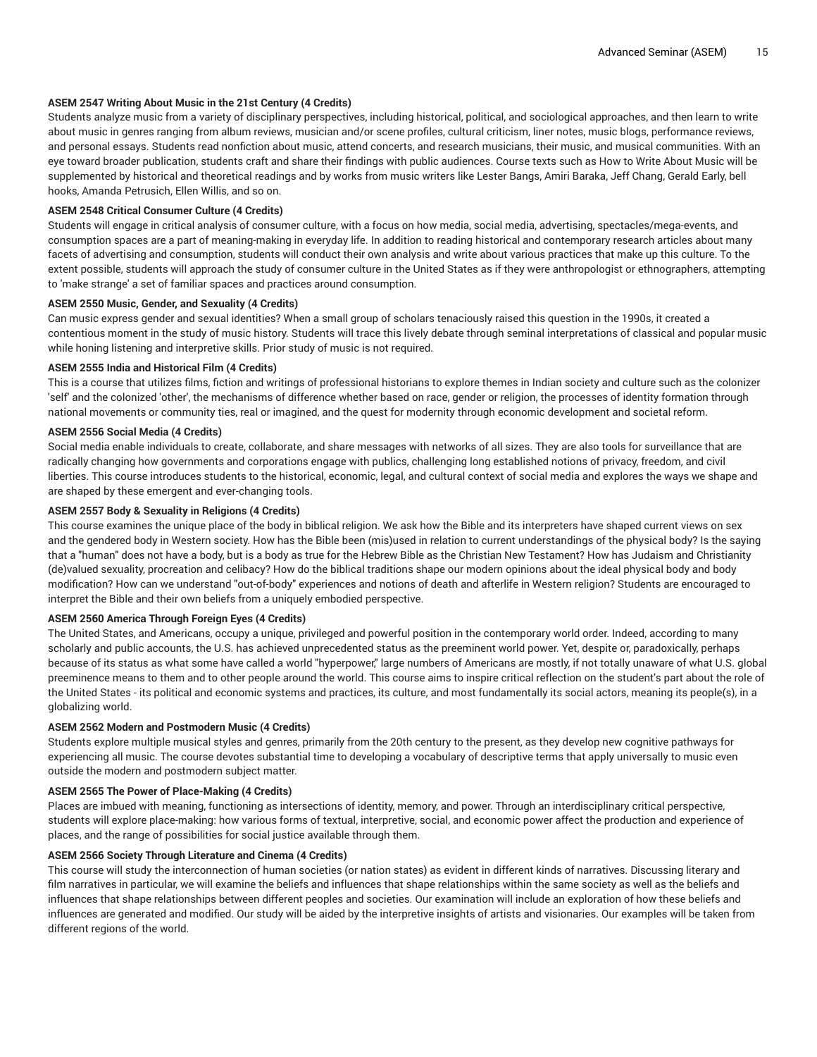**ASEM 2547 Writing About Music in the 21st Century (4 Credits)**

Students analyze music from a variety of disciplinary perspectives, including historical, political, and sociological approaches, and then learn to write about music in genres ranging from album reviews, musician and/or scene profiles, cultural criticism, liner notes, music blogs, performance reviews, and personal essays. Students read nonfiction about music, attend concerts, and research musicians, their music, and musical communities. With an eye toward broader publication, students craft and share their findings with public audiences. Course texts such as How to Write About Music will be supplemented by historical and theoretical readings and by works from music writers like Lester Bangs, Amiri Baraka, Jeff Chang, Gerald Early, bell hooks, Amanda Petrusich, Ellen Willis, and so on.

**ASEM 2548 Critical Consumer Culture (4 Credits)**

Students will engage in critical analysis of consumer culture, with a focus on how media, social media, advertising, spectacles/mega-events, and consumption spaces are a part of meaning-making in everyday life. In addition to reading historical and contemporary research articles about many facets of advertising and consumption, students will conduct their own analysis and write about various practices that make up this culture. To the extent possible, students will approach the study of consumer culture in the United States as if they were anthropologist or ethnographers, attempting to 'make strange' a set of familiar spaces and practices around consumption.

**ASEM 2550 Music, Gender, and Sexuality (4 Credits)**

Can music express gender and sexual identities? When a small group of scholars tenaciously raised this question in the 1990s, it created a contentious moment in the study of music history. Students will trace this lively debate through seminal interpretations of classical and popular music while honing listening and interpretive skills. Prior study of music is not required.

**ASEM 2555 India and Historical Film (4 Credits)**

This is a course that utilizes films, fiction and writings of professional historians to explore themes in Indian society and culture such as the colonizer 'self' and the colonized 'other', the mechanisms of difference whether based on race, gender or religion, the processes of identity formation through national movements or community ties, real or imagined, and the quest for modernity through economic development and societal reform.

**ASEM 2556 Social Media (4 Credits)**

Social media enable individuals to create, collaborate, and share messages with networks of all sizes. They are also tools for surveillance that are radically changing how governments and corporations engage with publics, challenging long established notions of privacy, freedom, and civil liberties. This course introduces students to the historical, economic, legal, and cultural context of social media and explores the ways we shape and are shaped by these emergent and ever-changing tools.

**ASEM 2557 Body & Sexuality in Religions (4 Credits)**

This course examines the unique place of the body in biblical religion. We ask how the Bible and its interpreters have shaped current views on sex and the gendered body in Western society. How has the Bible been (mis)used in relation to current understandings of the physical body? Is the saying that a "human" does not have a body, but is a body as true for the Hebrew Bible as the Christian New Testament? How has Judaism and Christianity (de)valued sexuality, procreation and celibacy? How do the biblical traditions shape our modern opinions about the ideal physical body and body modification? How can we understand "out-of-body" experiences and notions of death and afterlife in Western religion? Students are encouraged to interpret the Bible and their own beliefs from a uniquely embodied perspective.

**ASEM 2560 America Through Foreign Eyes (4 Credits)**

The United States, and Americans, occupy a unique, privileged and powerful position in the contemporary world order. Indeed, according to many scholarly and public accounts, the U.S. has achieved unprecedented status as the preeminent world power. Yet, despite or, paradoxically, perhaps because of its status as what some have called a world "hyperpower," large numbers of Americans are mostly, if not totally unaware of what U.S. global preeminence means to them and to other people around the world. This course aims to inspire critical reflection on the student's part about the role of the United States - its political and economic systems and practices, its culture, and most fundamentally its social actors, meaning its people(s), in a globalizing world.

**ASEM 2562 Modern and Postmodern Music (4 Credits)**

Students explore multiple musical styles and genres, primarily from the 20th century to the present, as they develop new cognitive pathways for experiencing all music. The course devotes substantial time to developing a vocabulary of descriptive terms that apply universally to music even outside the modern and postmodern subject matter.

**ASEM 2565 The Power of Place-Making (4 Credits)**

Places are imbued with meaning, functioning as intersections of identity, memory, and power. Through an interdisciplinary critical perspective, students will explore place-making: how various forms of textual, interpretive, social, and economic power affect the production and experience of places, and the range of possibilities for social justice available through them.

**ASEM 2566 Society Through Literature and Cinema (4 Credits)**

This course will study the interconnection of human societies (or nation states) as evident in different kinds of narratives. Discussing literary and film narratives in particular, we will examine the beliefs and influences that shape relationships within the same society as well as the beliefs and influences that shape relationships between different peoples and societies. Our examination will include an exploration of how these beliefs and influences are generated and modified. Our study will be aided by the interpretive insights of artists and visionaries. Our examples will be taken from different regions of the world.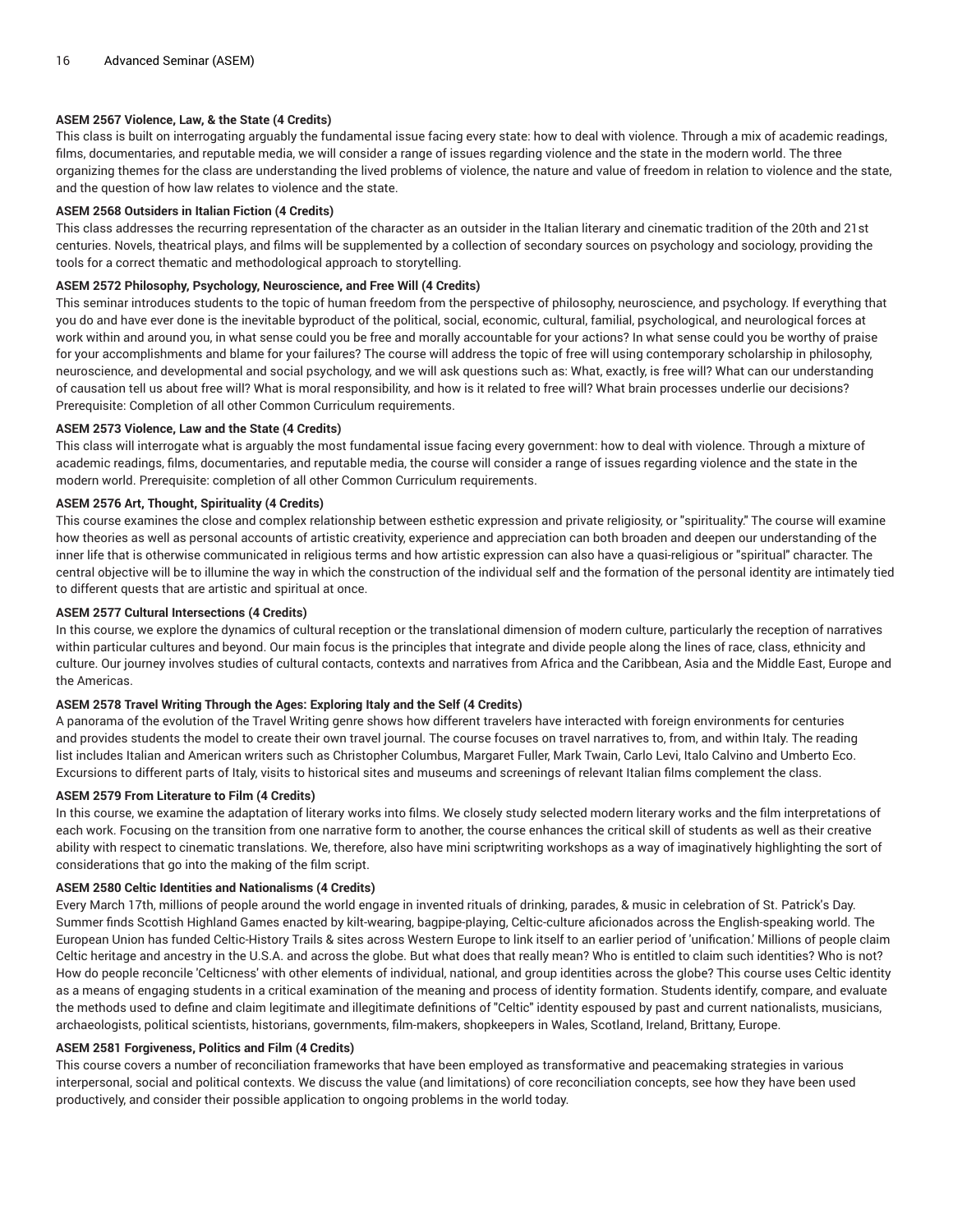**ASEM 2567 Violence, Law, & the State (4 Credits)**

This class is built on interrogating arguably the fundamental issue facing every state: how to deal with violence. Through a mix of academic readings, films, documentaries, and reputable media, we will consider a range of issues regarding violence and the state in the modern world. The three organizing themes for the class are understanding the lived problems of violence, the nature and value of freedom in relation to violence and the state, and the question of how law relates to violence and the state.

**ASEM 2568 Outsiders in Italian Fiction (4 Credits)**

This class addresses the recurring representation of the character as an outsider in the Italian literary and cinematic tradition of the 20th and 21st centuries. Novels, theatrical plays, and films will be supplemented by a collection of secondary sources on psychology and sociology, providing the tools for a correct thematic and methodological approach to storytelling.

**ASEM 2572 Philosophy, Psychology, Neuroscience, and Free Will (4 Credits)**

This seminar introduces students to the topic of human freedom from the perspective of philosophy, neuroscience, and psychology. If everything that you do and have ever done is the inevitable byproduct of the political, social, economic, cultural, familial, psychological, and neurological forces at work within and around you, in what sense could you be free and morally accountable for your actions? In what sense could you be worthy of praise for your accomplishments and blame for your failures? The course will address the topic of free will using contemporary scholarship in philosophy, neuroscience, and developmental and social psychology, and we will ask questions such as: What, exactly, is free will? What can our understanding of causation tell us about free will? What is moral responsibility, and how is it related to free will? What brain processes underlie our decisions?
Prerequisite: Completion of all other Common Curriculum requirements.

**ASEM 2573 Violence, Law and the State (4 Credits)**

This class will interrogate what is arguably the most fundamental issue facing every government: how to deal with violence. Through a mixture of academic readings, films, documentaries, and reputable media, the course will consider a range of issues regarding violence and the state in the modern world. Prerequisite: completion of all other Common Curriculum requirements.

**ASEM 2576 Art, Thought, Spirituality (4 Credits)**

This course examines the close and complex relationship between esthetic expression and private religiosity, or "spirituality." The course will examine how theories as well as personal accounts of artistic creativity, experience and appreciation can both broaden and deepen our understanding of the inner life that is otherwise communicated in religious terms and how artistic expression can also have a quasi-religious or "spiritual" character. The central objective will be to illumine the way in which the construction of the individual self and the formation of the personal identity are intimately tied to different quests that are artistic and spiritual at once.

**ASEM 2577 Cultural Intersections (4 Credits)**

In this course, we explore the dynamics of cultural reception or the translational dimension of modern culture, particularly the reception of narratives within particular cultures and beyond. Our main focus is the principles that integrate and divide people along the lines of race, class, ethnicity and culture. Our journey involves studies of cultural contacts, contexts and narratives from Africa and the Caribbean, Asia and the Middle East, Europe and the Americas.

**ASEM 2578 Travel Writing Through the Ages: Exploring Italy and the Self (4 Credits)**

A panorama of the evolution of the Travel Writing genre shows how different travelers have interacted with foreign environments for centuries and provides students the model to create their own travel journal. The course focuses on travel narratives to, from, and within Italy. The reading list includes Italian and American writers such as Christopher Columbus, Margaret Fuller, Mark Twain, Carlo Levi, Italo Calvino and Umberto Eco. Excursions to different parts of Italy, visits to historical sites and museums and screenings of relevant Italian films complement the class.

**ASEM 2579 From Literature to Film (4 Credits)**

In this course, we examine the adaptation of literary works into films. We closely study selected modern literary works and the film interpretations of each work. Focusing on the transition from one narrative form to another, the course enhances the critical skill of students as well as their creative ability with respect to cinematic translations. We, therefore, also have mini scriptwriting workshops as a way of imaginatively highlighting the sort of considerations that go into the making of the film script.

**ASEM 2580 Celtic Identities and Nationalisms (4 Credits)**

Every March 17th, millions of people around the world engage in invented rituals of drinking, parades, & music in celebration of St. Patrick's Day. Summer finds Scottish Highland Games enacted by kilt-wearing, bagpipe-playing, Celtic-culture aficionados across the English-speaking world. The European Union has funded Celtic-History Trails & sites across Western Europe to link itself to an earlier period of 'unification.' Millions of people claim Celtic heritage and ancestry in the U.S.A. and across the globe. But what does that really mean? Who is entitled to claim such identities? Who is not? How do people reconcile 'Celticness' with other elements of individual, national, and group identities across the globe? This course uses Celtic identity as a means of engaging students in a critical examination of the meaning and process of identity formation. Students identify, compare, and evaluate the methods used to define and claim legitimate and illegitimate definitions of "Celtic" identity espoused by past and current nationalists, musicians, archaeologists, political scientists, historians, governments, film-makers, shopkeepers in Wales, Scotland, Ireland, Brittany, Europe.

**ASEM 2581 Forgiveness, Politics and Film (4 Credits)**

This course covers a number of reconciliation frameworks that have been employed as transformative and peacemaking strategies in various interpersonal, social and political contexts. We discuss the value (and limitations) of core reconciliation concepts, see how they have been used productively, and consider their possible application to ongoing problems in the world today.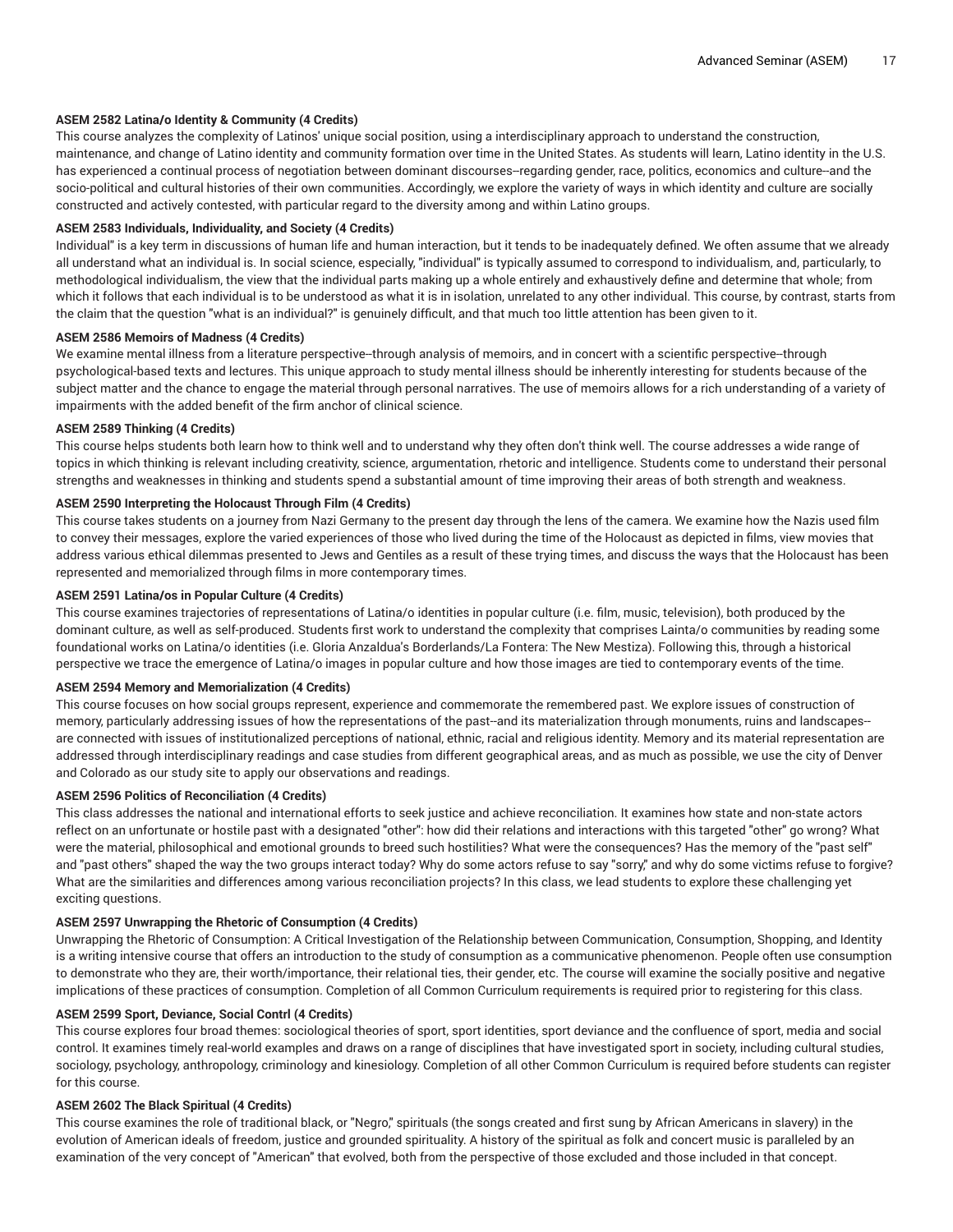**ASEM 2582 Latina/o Identity & Community (4 Credits)**

This course analyzes the complexity of Latinos' unique social position, using a interdisciplinary approach to understand the construction, maintenance, and change of Latino identity and community formation over time in the United States. As students will learn, Latino identity in the U.S. has experienced a continual process of negotiation between dominant discourses--regarding gender, race, politics, economics and culture--and the socio-political and cultural histories of their own communities. Accordingly, we explore the variety of ways in which identity and culture are socially constructed and actively contested, with particular regard to the diversity among and within Latino groups.

**ASEM 2583 Individuals, Individuality, and Society (4 Credits)**

Individual" is a key term in discussions of human life and human interaction, but it tends to be inadequately defined. We often assume that we already all understand what an individual is. In social science, especially, "individual" is typically assumed to correspond to individualism, and, particularly, to methodological individualism, the view that the individual parts making up a whole entirely and exhaustively define and determine that whole; from which it follows that each individual is to be understood as what it is in isolation, unrelated to any other individual. This course, by contrast, starts from the claim that the question "what is an individual?" is genuinely difficult, and that much too little attention has been given to it.

**ASEM 2586 Memoirs of Madness (4 Credits)**

We examine mental illness from a literature perspective--through analysis of memoirs, and in concert with a scientific perspective--through psychological-based texts and lectures. This unique approach to study mental illness should be inherently interesting for students because of the subject matter and the chance to engage the material through personal narratives. The use of memoirs allows for a rich understanding of a variety of impairments with the added benefit of the firm anchor of clinical science.

**ASEM 2589 Thinking (4 Credits)**

This course helps students both learn how to think well and to understand why they often don't think well. The course addresses a wide range of topics in which thinking is relevant including creativity, science, argumentation, rhetoric and intelligence. Students come to understand their personal strengths and weaknesses in thinking and students spend a substantial amount of time improving their areas of both strength and weakness.

**ASEM 2590 Interpreting the Holocaust Through Film (4 Credits)**

This course takes students on a journey from Nazi Germany to the present day through the lens of the camera. We examine how the Nazis used film to convey their messages, explore the varied experiences of those who lived during the time of the Holocaust as depicted in films, view movies that address various ethical dilemmas presented to Jews and Gentiles as a result of these trying times, and discuss the ways that the Holocaust has been represented and memorialized through films in more contemporary times.

**ASEM 2591 Latina/os in Popular Culture (4 Credits)**

This course examines trajectories of representations of Latina/o identities in popular culture (i.e. film, music, television), both produced by the dominant culture, as well as self-produced. Students first work to understand the complexity that comprises Lainta/o communities by reading some foundational works on Latina/o identities (i.e. Gloria Anzaldua's Borderlands/La Fontera: The New Mestiza). Following this, through a historical perspective we trace the emergence of Latina/o images in popular culture and how those images are tied to contemporary events of the time.

**ASEM 2594 Memory and Memorialization (4 Credits)**

This course focuses on how social groups represent, experience and commemorate the remembered past. We explore issues of construction of memory, particularly addressing issues of how the representations of the past--and its materialization through monuments, ruins and landscapes--are connected with issues of institutionalized perceptions of national, ethnic, racial and religious identity. Memory and its material representation are addressed through interdisciplinary readings and case studies from different geographical areas, and as much as possible, we use the city of Denver and Colorado as our study site to apply our observations and readings.

**ASEM 2596 Politics of Reconciliation (4 Credits)**

This class addresses the national and international efforts to seek justice and achieve reconciliation. It examines how state and non-state actors reflect on an unfortunate or hostile past with a designated "other": how did their relations and interactions with this targeted "other" go wrong? What were the material, philosophical and emotional grounds to breed such hostilities? What were the consequences? Has the memory of the "past self" and "past others" shaped the way the two groups interact today? Why do some actors refuse to say "sorry," and why do some victims refuse to forgive? What are the similarities and differences among various reconciliation projects? In this class, we lead students to explore these challenging yet exciting questions.

**ASEM 2597 Unwrapping the Rhetoric of Consumption (4 Credits)**

Unwrapping the Rhetoric of Consumption: A Critical Investigation of the Relationship between Communication, Consumption, Shopping, and Identity is a writing intensive course that offers an introduction to the study of consumption as a communicative phenomenon. People often use consumption to demonstrate who they are, their worth/importance, their relational ties, their gender, etc. The course will examine the socially positive and negative implications of these practices of consumption. Completion of all Common Curriculum requirements is required prior to registering for this class.

**ASEM 2599 Sport, Deviance, Social Contrl (4 Credits)**

This course explores four broad themes: sociological theories of sport, sport identities, sport deviance and the confluence of sport, media and social control. It examines timely real-world examples and draws on a range of disciplines that have investigated sport in society, including cultural studies, sociology, psychology, anthropology, criminology and kinesiology. Completion of all other Common Curriculum is required before students can register for this course.

**ASEM 2602 The Black Spiritual (4 Credits)**

This course examines the role of traditional black, or "Negro," spirituals (the songs created and first sung by African Americans in slavery) in the evolution of American ideals of freedom, justice and grounded spirituality. A history of the spiritual as folk and concert music is paralleled by an examination of the very concept of "American" that evolved, both from the perspective of those excluded and those included in that concept.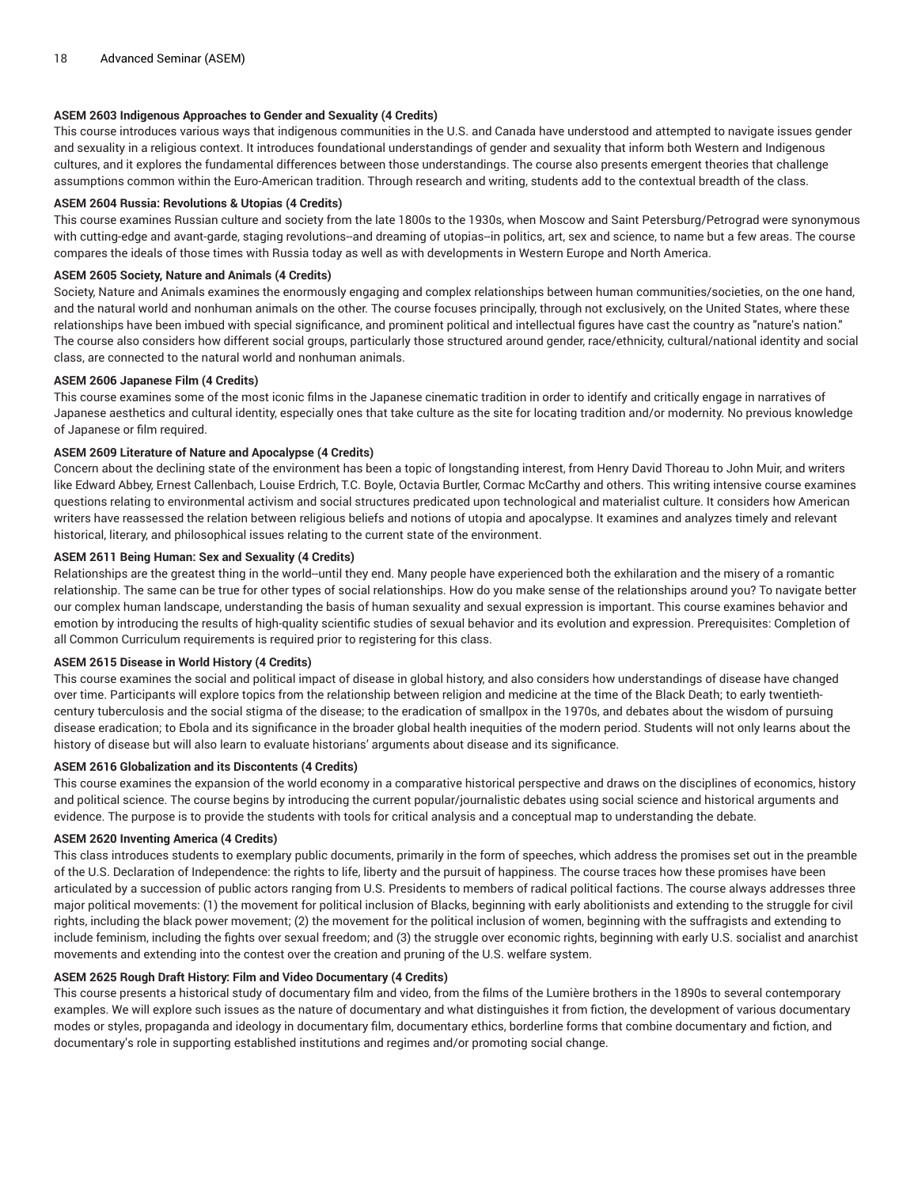**ASEM 2603 Indigenous Approaches to Gender and Sexuality (4 Credits)**

This course introduces various ways that indigenous communities in the U.S. and Canada have understood and attempted to navigate issues gender and sexuality in a religious context. It introduces foundational understandings of gender and sexuality that inform both Western and Indigenous cultures, and it explores the fundamental differences between those understandings. The course also presents emergent theories that challenge assumptions common within the Euro-American tradition. Through research and writing, students add to the contextual breadth of the class.

**ASEM 2604 Russia: Revolutions & Utopias (4 Credits)**

This course examines Russian culture and society from the late 1800s to the 1930s, when Moscow and Saint Petersburg/Petrograd were synonymous with cutting-edge and avant-garde, staging revolutions--and dreaming of utopias--in politics, art, sex and science, to name but a few areas. The course compares the ideals of those times with Russia today as well as with developments in Western Europe and North America.

**ASEM 2605 Society, Nature and Animals (4 Credits)**

Society, Nature and Animals examines the enormously engaging and complex relationships between human communities/societies, on the one hand, and the natural world and nonhuman animals on the other. The course focuses principally, through not exclusively, on the United States, where these relationships have been imbued with special significance, and prominent political and intellectual figures have cast the country as "nature's nation." The course also considers how different social groups, particularly those structured around gender, race/ethnicity, cultural/national identity and social class, are connected to the natural world and nonhuman animals.

**ASEM 2606 Japanese Film (4 Credits)**

This course examines some of the most iconic films in the Japanese cinematic tradition in order to identify and critically engage in narratives of Japanese aesthetics and cultural identity, especially ones that take culture as the site for locating tradition and/or modernity. No previous knowledge of Japanese or film required.

**ASEM 2609 Literature of Nature and Apocalypse (4 Credits)**

Concern about the declining state of the environment has been a topic of longstanding interest, from Henry David Thoreau to John Muir, and writers like Edward Abbey, Ernest Callenbach, Louise Erdrich, T.C. Boyle, Octavia Burtler, Cormac McCarthy and others. This writing intensive course examines questions relating to environmental activism and social structures predicated upon technological and materialist culture. It considers how American writers have reassessed the relation between religious beliefs and notions of utopia and apocalypse. It examines and analyzes timely and relevant historical, literary, and philosophical issues relating to the current state of the environment.

**ASEM 2611 Being Human: Sex and Sexuality (4 Credits)**

Relationships are the greatest thing in the world--until they end. Many people have experienced both the exhilaration and the misery of a romantic relationship. The same can be true for other types of social relationships. How do you make sense of the relationships around you? To navigate better our complex human landscape, understanding the basis of human sexuality and sexual expression is important. This course examines behavior and emotion by introducing the results of high-quality scientific studies of sexual behavior and its evolution and expression. Prerequisites: Completion of all Common Curriculum requirements is required prior to registering for this class.

**ASEM 2615 Disease in World History (4 Credits)**

This course examines the social and political impact of disease in global history, and also considers how understandings of disease have changed over time. Participants will explore topics from the relationship between religion and medicine at the time of the Black Death; to early twentieth-century tuberculosis and the social stigma of the disease; to the eradication of smallpox in the 1970s, and debates about the wisdom of pursuing disease eradication; to Ebola and its significance in the broader global health inequities of the modern period. Students will not only learns about the history of disease but will also learn to evaluate historians' arguments about disease and its significance.

**ASEM 2616 Globalization and its Discontents (4 Credits)**

This course examines the expansion of the world economy in a comparative historical perspective and draws on the disciplines of economics, history and political science. The course begins by introducing the current popular/journalistic debates using social science and historical arguments and evidence. The purpose is to provide the students with tools for critical analysis and a conceptual map to understanding the debate.

**ASEM 2620 Inventing America (4 Credits)**

This class introduces students to exemplary public documents, primarily in the form of speeches, which address the promises set out in the preamble of the U.S. Declaration of Independence: the rights to life, liberty and the pursuit of happiness. The course traces how these promises have been articulated by a succession of public actors ranging from U.S. Presidents to members of radical political factions. The course always addresses three major political movements: (1) the movement for political inclusion of Blacks, beginning with early abolitionists and extending to the struggle for civil rights, including the black power movement; (2) the movement for the political inclusion of women, beginning with the suffragists and extending to include feminism, including the fights over sexual freedom; and (3) the struggle over economic rights, beginning with early U.S. socialist and anarchist movements and extending into the contest over the creation and pruning of the U.S. welfare system.

**ASEM 2625 Rough Draft History: Film and Video Documentary (4 Credits)**

This course presents a historical study of documentary film and video, from the films of the Lumière brothers in the 1890s to several contemporary examples. We will explore such issues as the nature of documentary and what distinguishes it from fiction, the development of various documentary modes or styles, propaganda and ideology in documentary film, documentary ethics, borderline forms that combine documentary and fiction, and documentary's role in supporting established institutions and regimes and/or promoting social change.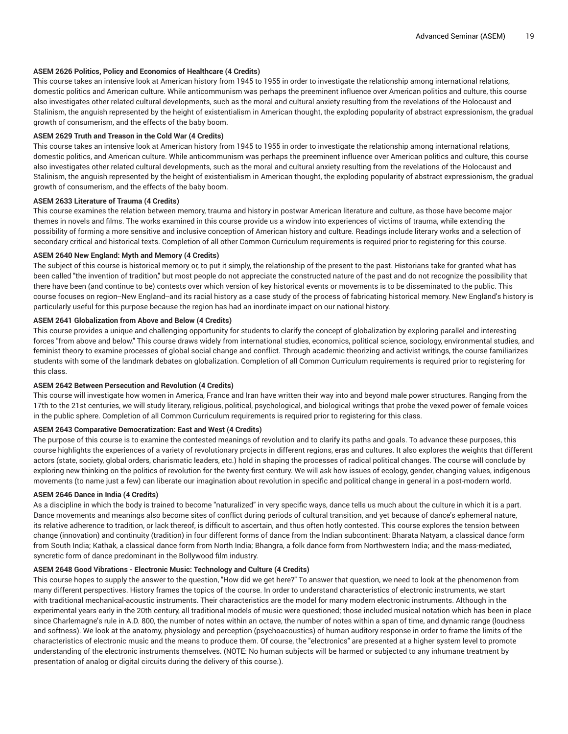**ASEM 2626 Politics, Policy and Economics of Healthcare (4 Credits)**

This course takes an intensive look at American history from 1945 to 1955 in order to investigate the relationship among international relations, domestic politics and American culture. While anticommunism was perhaps the preeminent influence over American politics and culture, this course also investigates other related cultural developments, such as the moral and cultural anxiety resulting from the revelations of the Holocaust and Stalinism, the anguish represented by the height of existentialism in American thought, the exploding popularity of abstract expressionism, the gradual growth of consumerism, and the effects of the baby boom.

**ASEM 2629 Truth and Treason in the Cold War (4 Credits)**

This course takes an intensive look at American history from 1945 to 1955 in order to investigate the relationship among international relations, domestic politics, and American culture. While anticommunism was perhaps the preeminent influence over American politics and culture, this course also investigates other related cultural developments, such as the moral and cultural anxiety resulting from the revelations of the Holocaust and Stalinism, the anguish represented by the height of existentialism in American thought, the exploding popularity of abstract expressionism, the gradual growth of consumerism, and the effects of the baby boom.

**ASEM 2633 Literature of Trauma (4 Credits)**

This course examines the relation between memory, trauma and history in postwar American literature and culture, as those have become major themes in novels and films. The works examined in this course provide us a window into experiences of victims of trauma, while extending the possibility of forming a more sensitive and inclusive conception of American history and culture. Readings include literary works and a selection of secondary critical and historical texts. Completion of all other Common Curriculum requirements is required prior to registering for this course.

**ASEM 2640 New England: Myth and Memory (4 Credits)**

The subject of this course is historical memory or, to put it simply, the relationship of the present to the past. Historians take for granted what has been called "the invention of tradition," but most people do not appreciate the constructed nature of the past and do not recognize the possibility that there have been (and continue to be) contests over which version of key historical events or movements is to be disseminated to the public. This course focuses on region--New England--and its racial history as a case study of the process of fabricating historical memory. New England's history is particularly useful for this purpose because the region has had an inordinate impact on our national history.

**ASEM 2641 Globalization from Above and Below (4 Credits)**

This course provides a unique and challenging opportunity for students to clarify the concept of globalization by exploring parallel and interesting forces "from above and below." This course draws widely from international studies, economics, political science, sociology, environmental studies, and feminist theory to examine processes of global social change and conflict. Through academic theorizing and activist writings, the course familiarizes students with some of the landmark debates on globalization. Completion of all Common Curriculum requirements is required prior to registering for this class.

**ASEM 2642 Between Persecution and Revolution (4 Credits)**

This course will investigate how women in America, France and Iran have written their way into and beyond male power structures. Ranging from the 17th to the 21st centuries, we will study literary, religious, political, psychological, and biological writings that probe the vexed power of female voices in the public sphere. Completion of all Common Curriculum requirements is required prior to registering for this class.

**ASEM 2643 Comparative Democratization: East and West (4 Credits)**

The purpose of this course is to examine the contested meanings of revolution and to clarify its paths and goals. To advance these purposes, this course highlights the experiences of a variety of revolutionary projects in different regions, eras and cultures. It also explores the weights that different actors (state, society, global orders, charismatic leaders, etc.) hold in shaping the processes of radical political changes. The course will conclude by exploring new thinking on the politics of revolution for the twenty-first century. We will ask how issues of ecology, gender, changing values, indigenous movements (to name just a few) can liberate our imagination about revolution in specific and political change in general in a post-modern world.

**ASEM 2646 Dance in India (4 Credits)**

As a discipline in which the body is trained to become "naturalized" in very specific ways, dance tells us much about the culture in which it is a part. Dance movements and meanings also become sites of conflict during periods of cultural transition, and yet because of dance's ephemeral nature, its relative adherence to tradition, or lack thereof, is difficult to ascertain, and thus often hotly contested. This course explores the tension between change (innovation) and continuity (tradition) in four different forms of dance from the Indian subcontinent: Bharata Natyam, a classical dance form from South India; Kathak, a classical dance form from North India; Bhangra, a folk dance form from Northwestern India; and the mass-mediated, syncretic form of dance predominant in the Bollywood film industry.

**ASEM 2648 Good Vibrations - Electronic Music: Technology and Culture (4 Credits)**

This course hopes to supply the answer to the question, "How did we get here?" To answer that question, we need to look at the phenomenon from many different perspectives. History frames the topics of the course. In order to understand characteristics of electronic instruments, we start with traditional mechanical-acoustic instruments. Their characteristics are the model for many modern electronic instruments. Although in the experimental years early in the 20th century, all traditional models of music were questioned; those included musical notation which has been in place since Charlemagne's rule in A.D. 800, the number of notes within an octave, the number of notes within a span of time, and dynamic range (loudness and softness). We look at the anatomy, physiology and perception (psychoacoustics) of human auditory response in order to frame the limits of the characteristics of electronic music and the means to produce them. Of course, the "electronics" are presented at a higher system level to promote understanding of the electronic instruments themselves. (NOTE: No human subjects will be harmed or subjected to any inhumane treatment by presentation of analog or digital circuits during the delivery of this course.).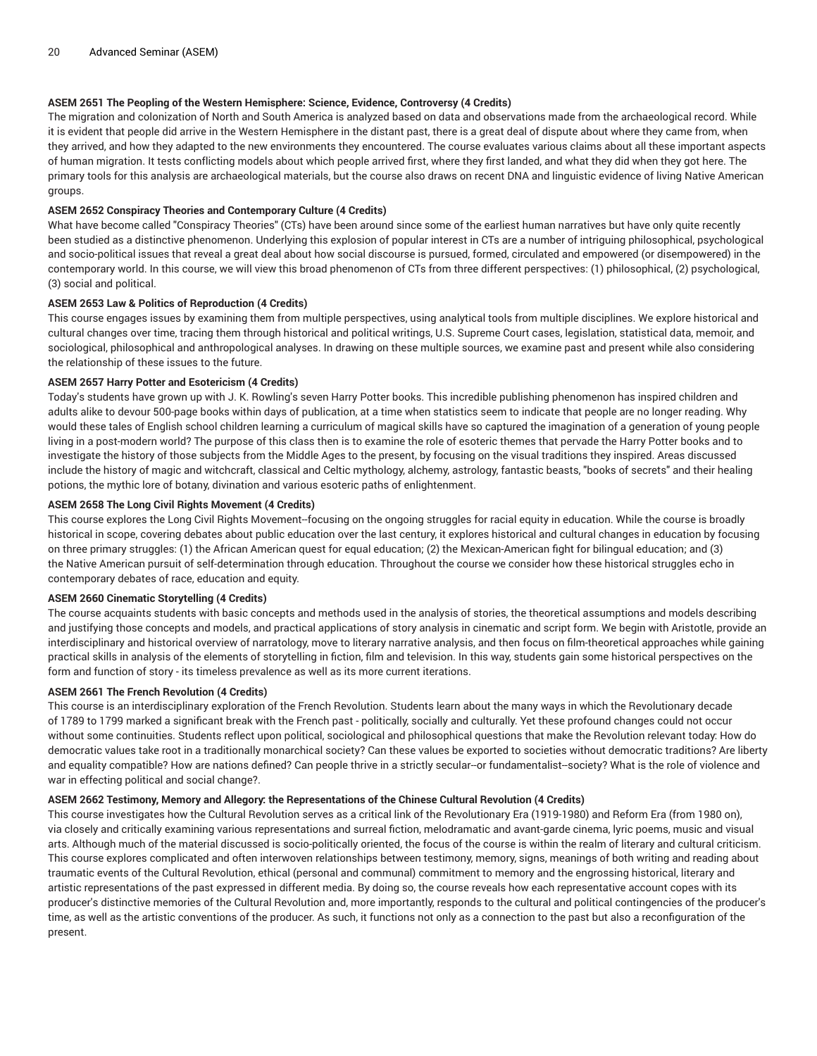**ASEM 2651 The Peopling of the Western Hemisphere: Science, Evidence, Controversy (4 Credits)**
The migration and colonization of North and South America is analyzed based on data and observations made from the archaeological record. While it is evident that people did arrive in the Western Hemisphere in the distant past, there is a great deal of dispute about where they came from, when they arrived, and how they adapted to the new environments they encountered. The course evaluates various claims about all these important aspects of human migration. It tests conflicting models about which people arrived first, where they first landed, and what they did when they got here. The primary tools for this analysis are archaeological materials, but the course also draws on recent DNA and linguistic evidence of living Native American groups.

**ASEM 2652 Conspiracy Theories and Contemporary Culture (4 Credits)**
What have become called "Conspiracy Theories" (CTs) have been around since some of the earliest human narratives but have only quite recently been studied as a distinctive phenomenon. Underlying this explosion of popular interest in CTs are a number of intriguing philosophical, psychological and socio-political issues that reveal a great deal about how social discourse is pursued, formed, circulated and empowered (or disempowered) in the contemporary world. In this course, we will view this broad phenomenon of CTs from three different perspectives: (1) philosophical, (2) psychological, (3) social and political.

**ASEM 2653 Law & Politics of Reproduction (4 Credits)**
This course engages issues by examining them from multiple perspectives, using analytical tools from multiple disciplines. We explore historical and cultural changes over time, tracing them through historical and political writings, U.S. Supreme Court cases, legislation, statistical data, memoir, and sociological, philosophical and anthropological analyses. In drawing on these multiple sources, we examine past and present while also considering the relationship of these issues to the future.

**ASEM 2657 Harry Potter and Esotericism (4 Credits)**
Today's students have grown up with J. K. Rowling's seven Harry Potter books. This incredible publishing phenomenon has inspired children and adults alike to devour 500-page books within days of publication, at a time when statistics seem to indicate that people are no longer reading. Why would these tales of English school children learning a curriculum of magical skills have so captured the imagination of a generation of young people living in a post-modern world? The purpose of this class then is to examine the role of esoteric themes that pervade the Harry Potter books and to investigate the history of those subjects from the Middle Ages to the present, by focusing on the visual traditions they inspired. Areas discussed include the history of magic and witchcraft, classical and Celtic mythology, alchemy, astrology, fantastic beasts, "books of secrets" and their healing potions, the mythic lore of botany, divination and various esoteric paths of enlightenment.

**ASEM 2658 The Long Civil Rights Movement (4 Credits)**
This course explores the Long Civil Rights Movement--focusing on the ongoing struggles for racial equity in education. While the course is broadly historical in scope, covering debates about public education over the last century, it explores historical and cultural changes in education by focusing on three primary struggles: (1) the African American quest for equal education; (2) the Mexican-American fight for bilingual education; and (3) the Native American pursuit of self-determination through education. Throughout the course we consider how these historical struggles echo in contemporary debates of race, education and equity.

**ASEM 2660 Cinematic Storytelling (4 Credits)**
The course acquaints students with basic concepts and methods used in the analysis of stories, the theoretical assumptions and models describing and justifying those concepts and models, and practical applications of story analysis in cinematic and script form. We begin with Aristotle, provide an interdisciplinary and historical overview of narratology, move to literary narrative analysis, and then focus on film-theoretical approaches while gaining practical skills in analysis of the elements of storytelling in fiction, film and television. In this way, students gain some historical perspectives on the form and function of story - its timeless prevalence as well as its more current iterations.

**ASEM 2661 The French Revolution (4 Credits)**
This course is an interdisciplinary exploration of the French Revolution. Students learn about the many ways in which the Revolutionary decade of 1789 to 1799 marked a significant break with the French past - politically, socially and culturally. Yet these profound changes could not occur without some continuities. Students reflect upon political, sociological and philosophical questions that make the Revolution relevant today: How do democratic values take root in a traditionally monarchical society? Can these values be exported to societies without democratic traditions? Are liberty and equality compatible? How are nations defined? Can people thrive in a strictly secular--or fundamentalist--society? What is the role of violence and war in effecting political and social change?.

**ASEM 2662 Testimony, Memory and Allegory: the Representations of the Chinese Cultural Revolution (4 Credits)**
This course investigates how the Cultural Revolution serves as a critical link of the Revolutionary Era (1919-1980) and Reform Era (from 1980 on), via closely and critically examining various representations and surreal fiction, melodramatic and avant-garde cinema, lyric poems, music and visual arts. Although much of the material discussed is socio-politically oriented, the focus of the course is within the realm of literary and cultural criticism. This course explores complicated and often interwoven relationships between testimony, memory, signs, meanings of both writing and reading about traumatic events of the Cultural Revolution, ethical (personal and communal) commitment to memory and the engrossing historical, literary and artistic representations of the past expressed in different media. By doing so, the course reveals how each representative account copes with its producer's distinctive memories of the Cultural Revolution and, more importantly, responds to the cultural and political contingencies of the producer's time, as well as the artistic conventions of the producer. As such, it functions not only as a connection to the past but also a reconfiguration of the present.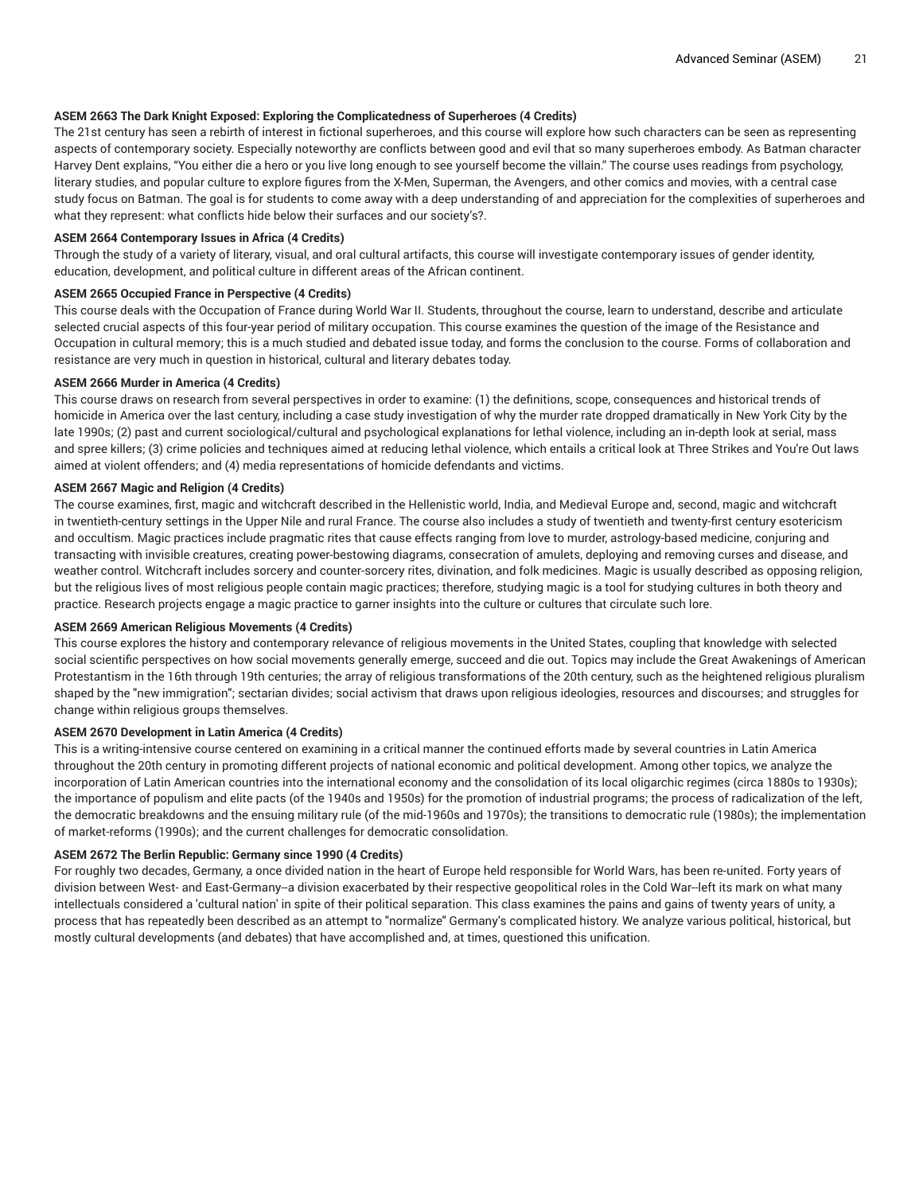**ASEM 2663 The Dark Knight Exposed: Exploring the Complicatedness of Superheroes (4 Credits)**

The 21st century has seen a rebirth of interest in fictional superheroes, and this course will explore how such characters can be seen as representing aspects of contemporary society. Especially noteworthy are conflicts between good and evil that so many superheroes embody. As Batman character Harvey Dent explains, "You either die a hero or you live long enough to see yourself become the villain." The course uses readings from psychology, literary studies, and popular culture to explore figures from the X-Men, Superman, the Avengers, and other comics and movies, with a central case study focus on Batman. The goal is for students to come away with a deep understanding of and appreciation for the complexities of superheroes and what they represent: what conflicts hide below their surfaces and our society's?.

**ASEM 2664 Contemporary Issues in Africa (4 Credits)**

Through the study of a variety of literary, visual, and oral cultural artifacts, this course will investigate contemporary issues of gender identity, education, development, and political culture in different areas of the African continent.

**ASEM 2665 Occupied France in Perspective (4 Credits)**

This course deals with the Occupation of France during World War II. Students, throughout the course, learn to understand, describe and articulate selected crucial aspects of this four-year period of military occupation. This course examines the question of the image of the Resistance and Occupation in cultural memory; this is a much studied and debated issue today, and forms the conclusion to the course. Forms of collaboration and resistance are very much in question in historical, cultural and literary debates today.

**ASEM 2666 Murder in America (4 Credits)**

This course draws on research from several perspectives in order to examine: (1) the definitions, scope, consequences and historical trends of homicide in America over the last century, including a case study investigation of why the murder rate dropped dramatically in New York City by the late 1990s; (2) past and current sociological/cultural and psychological explanations for lethal violence, including an in-depth look at serial, mass and spree killers; (3) crime policies and techniques aimed at reducing lethal violence, which entails a critical look at Three Strikes and You're Out laws aimed at violent offenders; and (4) media representations of homicide defendants and victims.

**ASEM 2667 Magic and Religion (4 Credits)**

The course examines, first, magic and witchcraft described in the Hellenistic world, India, and Medieval Europe and, second, magic and witchcraft in twentieth-century settings in the Upper Nile and rural France. The course also includes a study of twentieth and twenty-first century esotericism and occultism. Magic practices include pragmatic rites that cause effects ranging from love to murder, astrology-based medicine, conjuring and transacting with invisible creatures, creating power-bestowing diagrams, consecration of amulets, deploying and removing curses and disease, and weather control. Witchcraft includes sorcery and counter-sorcery rites, divination, and folk medicines. Magic is usually described as opposing religion, but the religious lives of most religious people contain magic practices; therefore, studying magic is a tool for studying cultures in both theory and practice. Research projects engage a magic practice to garner insights into the culture or cultures that circulate such lore.

**ASEM 2669 American Religious Movements (4 Credits)**

This course explores the history and contemporary relevance of religious movements in the United States, coupling that knowledge with selected social scientific perspectives on how social movements generally emerge, succeed and die out. Topics may include the Great Awakenings of American Protestantism in the 16th through 19th centuries; the array of religious transformations of the 20th century, such as the heightened religious pluralism shaped by the "new immigration"; sectarian divides; social activism that draws upon religious ideologies, resources and discourses; and struggles for change within religious groups themselves.

**ASEM 2670 Development in Latin America (4 Credits)**

This is a writing-intensive course centered on examining in a critical manner the continued efforts made by several countries in Latin America throughout the 20th century in promoting different projects of national economic and political development. Among other topics, we analyze the incorporation of Latin American countries into the international economy and the consolidation of its local oligarchic regimes (circa 1880s to 1930s); the importance of populism and elite pacts (of the 1940s and 1950s) for the promotion of industrial programs; the process of radicalization of the left, the democratic breakdowns and the ensuing military rule (of the mid-1960s and 1970s); the transitions to democratic rule (1980s); the implementation of market-reforms (1990s); and the current challenges for democratic consolidation.

**ASEM 2672 The Berlin Republic: Germany since 1990 (4 Credits)**

For roughly two decades, Germany, a once divided nation in the heart of Europe held responsible for World Wars, has been re-united. Forty years of division between West- and East-Germany--a division exacerbated by their respective geopolitical roles in the Cold War--left its mark on what many intellectuals considered a 'cultural nation' in spite of their political separation. This class examines the pains and gains of twenty years of unity, a process that has repeatedly been described as an attempt to "normalize" Germany's complicated history. We analyze various political, historical, but mostly cultural developments (and debates) that have accomplished and, at times, questioned this unification.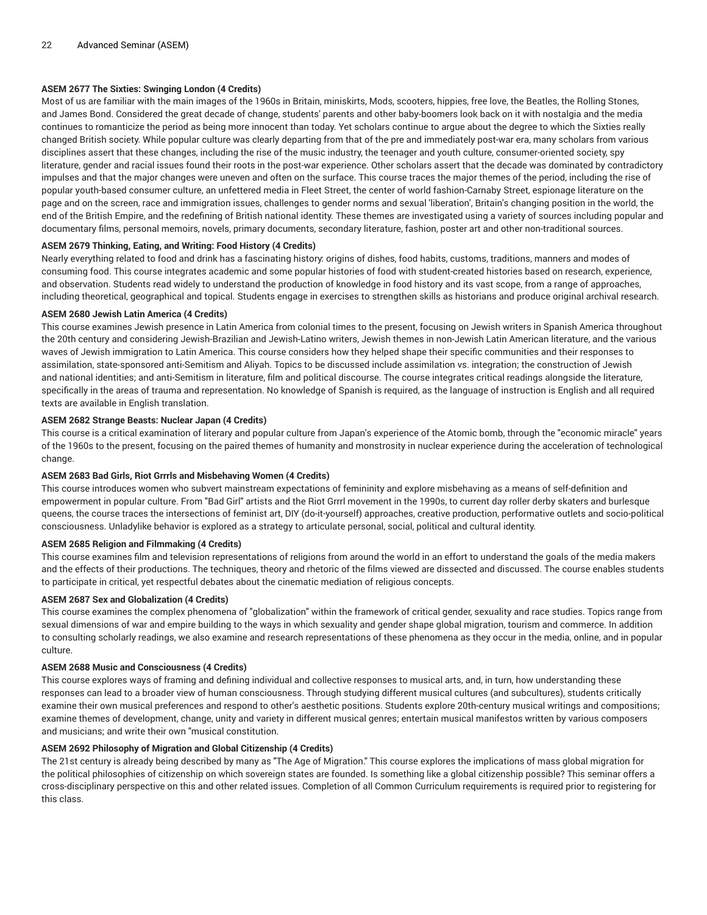#### ASEM 2677 The Sixties: Swinging London (4 Credits)

Most of us are familiar with the main images of the 1960s in Britain, miniskirts, Mods, scooters, hippies, free love, the Beatles, the Rolling Stones, and James Bond. Considered the great decade of change, students' parents and other baby-boomers look back on it with nostalgia and the media continues to romanticize the period as being more innocent than today. Yet scholars continue to argue about the degree to which the Sixties really changed British society. While popular culture was clearly departing from that of the pre and immediately post-war era, many scholars from various disciplines assert that these changes, including the rise of the music industry, the teenager and youth culture, consumer-oriented society, spy literature, gender and racial issues found their roots in the post-war experience. Other scholars assert that the decade was dominated by contradictory impulses and that the major changes were uneven and often on the surface. This course traces the major themes of the period, including the rise of popular youth-based consumer culture, an unfettered media in Fleet Street, the center of world fashion-Carnaby Street, espionage literature on the page and on the screen, race and immigration issues, challenges to gender norms and sexual 'liberation', Britain's changing position in the world, the end of the British Empire, and the redefining of British national identity. These themes are investigated using a variety of sources including popular and documentary films, personal memoirs, novels, primary documents, secondary literature, fashion, poster art and other non-traditional sources.

#### ASEM 2679 Thinking, Eating, and Writing: Food History (4 Credits)

Nearly everything related to food and drink has a fascinating history: origins of dishes, food habits, customs, traditions, manners and modes of consuming food. This course integrates academic and some popular histories of food with student-created histories based on research, experience, and observation. Students read widely to understand the production of knowledge in food history and its vast scope, from a range of approaches, including theoretical, geographical and topical. Students engage in exercises to strengthen skills as historians and produce original archival research.

#### ASEM 2680 Jewish Latin America (4 Credits)

This course examines Jewish presence in Latin America from colonial times to the present, focusing on Jewish writers in Spanish America throughout the 20th century and considering Jewish-Brazilian and Jewish-Latino writers, Jewish themes in non-Jewish Latin American literature, and the various waves of Jewish immigration to Latin America. This course considers how they helped shape their specific communities and their responses to assimilation, state-sponsored anti-Semitism and Aliyah. Topics to be discussed include assimilation vs. integration; the construction of Jewish and national identities; and anti-Semitism in literature, film and political discourse. The course integrates critical readings alongside the literature, specifically in the areas of trauma and representation. No knowledge of Spanish is required, as the language of instruction is English and all required texts are available in English translation.

#### ASEM 2682 Strange Beasts: Nuclear Japan (4 Credits)

This course is a critical examination of literary and popular culture from Japan's experience of the Atomic bomb, through the "economic miracle" years of the 1960s to the present, focusing on the paired themes of humanity and monstrosity in nuclear experience during the acceleration of technological change.

#### ASEM 2683 Bad Girls, Riot Grrrls and Misbehaving Women (4 Credits)

This course introduces women who subvert mainstream expectations of femininity and explore misbehaving as a means of self-definition and empowerment in popular culture. From "Bad Girl" artists and the Riot Grrrl movement in the 1990s, to current day roller derby skaters and burlesque queens, the course traces the intersections of feminist art, DIY (do-it-yourself) approaches, creative production, performative outlets and socio-political consciousness. Unladylike behavior is explored as a strategy to articulate personal, social, political and cultural identity.

#### ASEM 2685 Religion and Filmmaking (4 Credits)

This course examines film and television representations of religions from around the world in an effort to understand the goals of the media makers and the effects of their productions. The techniques, theory and rhetoric of the films viewed are dissected and discussed. The course enables students to participate in critical, yet respectful debates about the cinematic mediation of religious concepts.

#### ASEM 2687 Sex and Globalization (4 Credits)

This course examines the complex phenomena of "globalization" within the framework of critical gender, sexuality and race studies. Topics range from sexual dimensions of war and empire building to the ways in which sexuality and gender shape global migration, tourism and commerce. In addition to consulting scholarly readings, we also examine and research representations of these phenomena as they occur in the media, online, and in popular culture.

#### ASEM 2688 Music and Consciousness (4 Credits)

This course explores ways of framing and defining individual and collective responses to musical arts, and, in turn, how understanding these responses can lead to a broader view of human consciousness. Through studying different musical cultures (and subcultures), students critically examine their own musical preferences and respond to other's aesthetic positions. Students explore 20th-century musical writings and compositions; examine themes of development, change, unity and variety in different musical genres; entertain musical manifestos written by various composers and musicians; and write their own "musical constitution.

#### ASEM 2692 Philosophy of Migration and Global Citizenship (4 Credits)

The 21st century is already being described by many as "The Age of Migration." This course explores the implications of mass global migration for the political philosophies of citizenship on which sovereign states are founded. Is something like a global citizenship possible? This seminar offers a cross-disciplinary perspective on this and other related issues. Completion of all Common Curriculum requirements is required prior to registering for this class.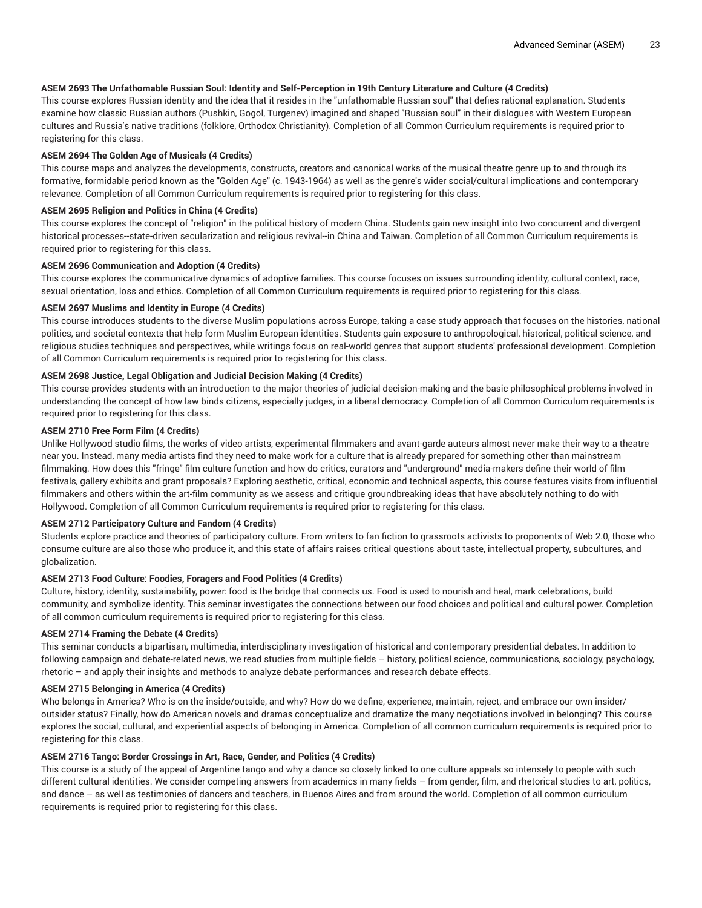**ASEM 2693 The Unfathomable Russian Soul: Identity and Self-Perception in 19th Century Literature and Culture (4 Credits)**

This course explores Russian identity and the idea that it resides in the "unfathomable Russian soul" that defies rational explanation. Students examine how classic Russian authors (Pushkin, Gogol, Turgenev) imagined and shaped "Russian soul" in their dialogues with Western European cultures and Russia's native traditions (folklore, Orthodox Christianity). Completion of all Common Curriculum requirements is required prior to registering for this class.

**ASEM 2694 The Golden Age of Musicals (4 Credits)**

This course maps and analyzes the developments, constructs, creators and canonical works of the musical theatre genre up to and through its formative, formidable period known as the "Golden Age" (c. 1943-1964) as well as the genre's wider social/cultural implications and contemporary relevance. Completion of all Common Curriculum requirements is required prior to registering for this class.

**ASEM 2695 Religion and Politics in China (4 Credits)**

This course explores the concept of "religion" in the political history of modern China. Students gain new insight into two concurrent and divergent historical processes--state-driven secularization and religious revival--in China and Taiwan. Completion of all Common Curriculum requirements is required prior to registering for this class.

**ASEM 2696 Communication and Adoption (4 Credits)**

This course explores the communicative dynamics of adoptive families. This course focuses on issues surrounding identity, cultural context, race, sexual orientation, loss and ethics. Completion of all Common Curriculum requirements is required prior to registering for this class.

**ASEM 2697 Muslims and Identity in Europe (4 Credits)**

This course introduces students to the diverse Muslim populations across Europe, taking a case study approach that focuses on the histories, national politics, and societal contexts that help form Muslim European identities. Students gain exposure to anthropological, historical, political science, and religious studies techniques and perspectives, while writings focus on real-world genres that support students' professional development. Completion of all Common Curriculum requirements is required prior to registering for this class.

**ASEM 2698 Justice, Legal Obligation and Judicial Decision Making (4 Credits)**

This course provides students with an introduction to the major theories of judicial decision-making and the basic philosophical problems involved in understanding the concept of how law binds citizens, especially judges, in a liberal democracy. Completion of all Common Curriculum requirements is required prior to registering for this class.

**ASEM 2710 Free Form Film (4 Credits)**

Unlike Hollywood studio films, the works of video artists, experimental filmmakers and avant-garde auteurs almost never make their way to a theatre near you. Instead, many media artists find they need to make work for a culture that is already prepared for something other than mainstream filmmaking. How does this "fringe" film culture function and how do critics, curators and "underground" media-makers define their world of film festivals, gallery exhibits and grant proposals? Exploring aesthetic, critical, economic and technical aspects, this course features visits from influential filmmakers and others within the art-film community as we assess and critique groundbreaking ideas that have absolutely nothing to do with Hollywood. Completion of all Common Curriculum requirements is required prior to registering for this class.

**ASEM 2712 Participatory Culture and Fandom (4 Credits)**

Students explore practice and theories of participatory culture. From writers to fan fiction to grassroots activists to proponents of Web 2.0, those who consume culture are also those who produce it, and this state of affairs raises critical questions about taste, intellectual property, subcultures, and globalization.

**ASEM 2713 Food Culture: Foodies, Foragers and Food Politics (4 Credits)**

Culture, history, identity, sustainability, power: food is the bridge that connects us. Food is used to nourish and heal, mark celebrations, build community, and symbolize identity. This seminar investigates the connections between our food choices and political and cultural power. Completion of all common curriculum requirements is required prior to registering for this class.

**ASEM 2714 Framing the Debate (4 Credits)**

This seminar conducts a bipartisan, multimedia, interdisciplinary investigation of historical and contemporary presidential debates. In addition to following campaign and debate-related news, we read studies from multiple fields – history, political science, communications, sociology, psychology, rhetoric – and apply their insights and methods to analyze debate performances and research debate effects.

**ASEM 2715 Belonging in America (4 Credits)**

Who belongs in America? Who is on the inside/outside, and why? How do we define, experience, maintain, reject, and embrace our own insider/outsider status? Finally, how do American novels and dramas conceptualize and dramatize the many negotiations involved in belonging? This course explores the social, cultural, and experiential aspects of belonging in America. Completion of all common curriculum requirements is required prior to registering for this class.

**ASEM 2716 Tango: Border Crossings in Art, Race, Gender, and Politics (4 Credits)**

This course is a study of the appeal of Argentine tango and why a dance so closely linked to one culture appeals so intensely to people with such different cultural identities. We consider competing answers from academics in many fields – from gender, film, and rhetorical studies to art, politics, and dance – as well as testimonies of dancers and teachers, in Buenos Aires and from around the world. Completion of all common curriculum requirements is required prior to registering for this class.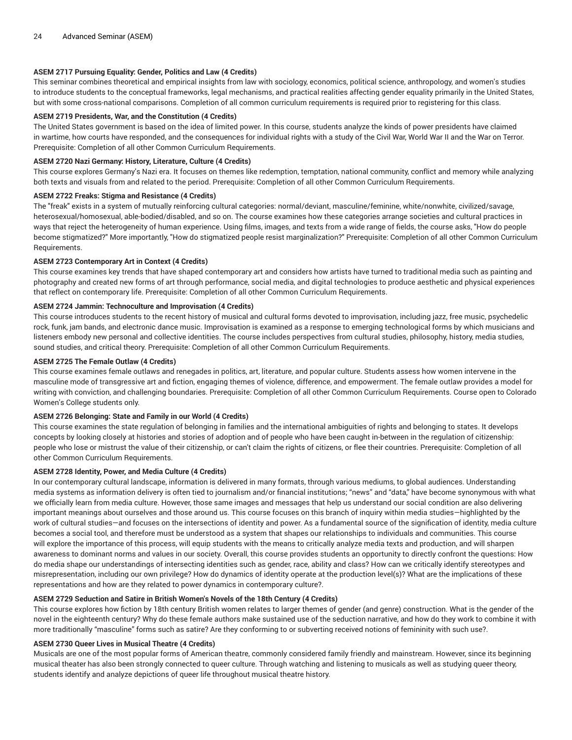### ASEM 2717 Pursuing Equality: Gender, Politics and Law (4 Credits)

This seminar combines theoretical and empirical insights from law with sociology, economics, political science, anthropology, and women's studies to introduce students to the conceptual frameworks, legal mechanisms, and practical realities affecting gender equality primarily in the United States, but with some cross-national comparisons. Completion of all common curriculum requirements is required prior to registering for this class.

### ASEM 2719 Presidents, War, and the Constitution (4 Credits)

The United States government is based on the idea of limited power. In this course, students analyze the kinds of power presidents have claimed in wartime, how courts have responded, and the consequences for individual rights with a study of the Civil War, World War II and the War on Terror. Prerequisite: Completion of all other Common Curriculum Requirements.

### ASEM 2720 Nazi Germany: History, Literature, Culture (4 Credits)

This course explores Germany's Nazi era. It focuses on themes like redemption, temptation, national community, conflict and memory while analyzing both texts and visuals from and related to the period. Prerequisite: Completion of all other Common Curriculum Requirements.

### ASEM 2722 Freaks: Stigma and Resistance (4 Credits)

The "freak" exists in a system of mutually reinforcing cultural categories: normal/deviant, masculine/feminine, white/nonwhite, civilized/savage, heterosexual/homosexual, able-bodied/disabled, and so on. The course examines how these categories arrange societies and cultural practices in ways that reject the heterogeneity of human experience. Using films, images, and texts from a wide range of fields, the course asks, "How do people become stigmatized?" More importantly, "How do stigmatized people resist marginalization?" Prerequisite: Completion of all other Common Curriculum Requirements.

### ASEM 2723 Contemporary Art in Context (4 Credits)

This course examines key trends that have shaped contemporary art and considers how artists have turned to traditional media such as painting and photography and created new forms of art through performance, social media, and digital technologies to produce aesthetic and physical experiences that reflect on contemporary life. Prerequisite: Completion of all other Common Curriculum Requirements.

### ASEM 2724 Jammin: Technoculture and Improvisation (4 Credits)

This course introduces students to the recent history of musical and cultural forms devoted to improvisation, including jazz, free music, psychedelic rock, funk, jam bands, and electronic dance music. Improvisation is examined as a response to emerging technological forms by which musicians and listeners embody new personal and collective identities. The course includes perspectives from cultural studies, philosophy, history, media studies, sound studies, and critical theory. Prerequisite: Completion of all other Common Curriculum Requirements.

### ASEM 2725 The Female Outlaw (4 Credits)

This course examines female outlaws and renegades in politics, art, literature, and popular culture. Students assess how women intervene in the masculine mode of transgressive art and fiction, engaging themes of violence, difference, and empowerment. The female outlaw provides a model for writing with conviction, and challenging boundaries. Prerequisite: Completion of all other Common Curriculum Requirements. Course open to Colorado Women's College students only.

### ASEM 2726 Belonging: State and Family in our World (4 Credits)

This course examines the state regulation of belonging in families and the international ambiguities of rights and belonging to states. It develops concepts by looking closely at histories and stories of adoption and of people who have been caught in-between in the regulation of citizenship: people who lose or mistrust the value of their citizenship, or can't claim the rights of citizens, or flee their countries. Prerequisite: Completion of all other Common Curriculum Requirements.

### ASEM 2728 Identity, Power, and Media Culture (4 Credits)

In our contemporary cultural landscape, information is delivered in many formats, through various mediums, to global audiences. Understanding media systems as information delivery is often tied to journalism and/or financial institutions; "news" and "data," have become synonymous with what we officially learn from media culture. However, those same images and messages that help us understand our social condition are also delivering important meanings about ourselves and those around us. This course focuses on this branch of inquiry within media studies—highlighted by the work of cultural studies—and focuses on the intersections of identity and power. As a fundamental source of the signification of identity, media culture becomes a social tool, and therefore must be understood as a system that shapes our relationships to individuals and communities. This course will explore the importance of this process, will equip students with the means to critically analyze media texts and production, and will sharpen awareness to dominant norms and values in our society. Overall, this course provides students an opportunity to directly confront the questions: How do media shape our understandings of intersecting identities such as gender, race, ability and class? How can we critically identify stereotypes and misrepresentation, including our own privilege? How do dynamics of identity operate at the production level(s)? What are the implications of these representations and how are they related to power dynamics in contemporary culture?.

### ASEM 2729 Seduction and Satire in British Women's Novels of the 18th Century (4 Credits)

This course explores how fiction by 18th century British women relates to larger themes of gender (and genre) construction. What is the gender of the novel in the eighteenth century? Why do these female authors make sustained use of the seduction narrative, and how do they work to combine it with more traditionally "masculine" forms such as satire? Are they conforming to or subverting received notions of femininity with such use?.

### ASEM 2730 Queer Lives in Musical Theatre (4 Credits)

Musicals are one of the most popular forms of American theatre, commonly considered family friendly and mainstream. However, since its beginning musical theater has also been strongly connected to queer culture. Through watching and listening to musicals as well as studying queer theory, students identify and analyze depictions of queer life throughout musical theatre history.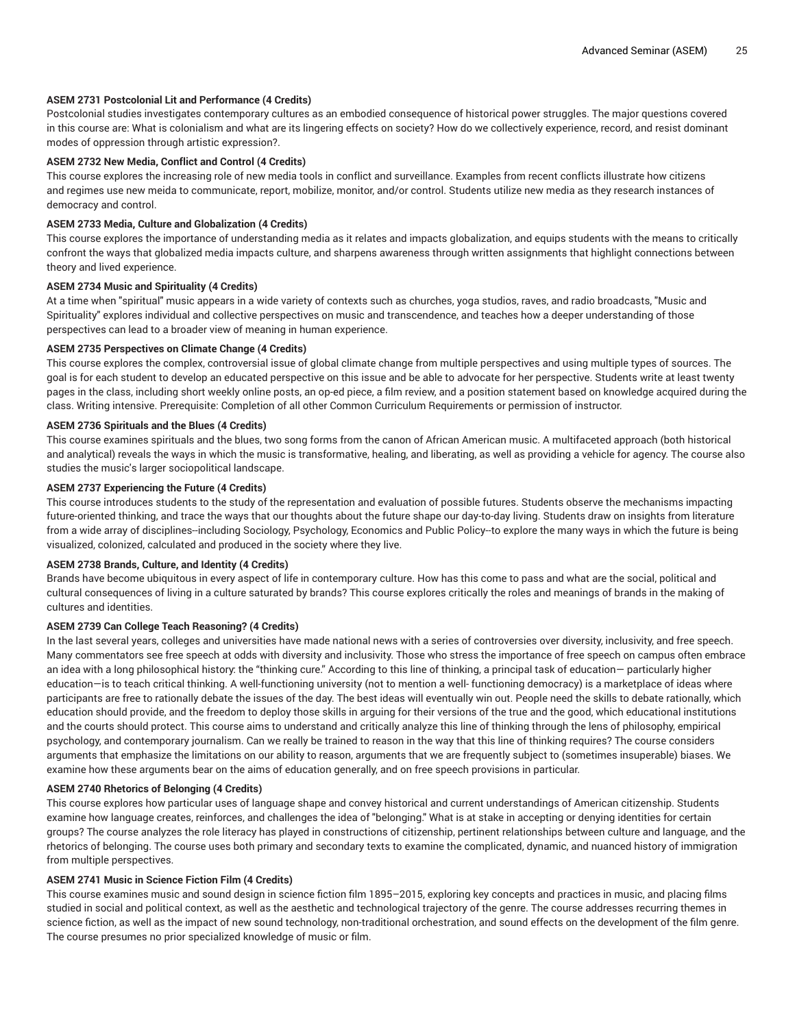**ASEM 2731 Postcolonial Lit and Performance (4 Credits)**

Postcolonial studies investigates contemporary cultures as an embodied consequence of historical power struggles. The major questions covered in this course are: What is colonialism and what are its lingering effects on society? How do we collectively experience, record, and resist dominant modes of oppression through artistic expression?.

**ASEM 2732 New Media, Conflict and Control (4 Credits)**

This course explores the increasing role of new media tools in conflict and surveillance. Examples from recent conflicts illustrate how citizens and regimes use new meida to communicate, report, mobilize, monitor, and/or control. Students utilize new media as they research instances of democracy and control.

**ASEM 2733 Media, Culture and Globalization (4 Credits)**

This course explores the importance of understanding media as it relates and impacts globalization, and equips students with the means to critically confront the ways that globalized media impacts culture, and sharpens awareness through written assignments that highlight connections between theory and lived experience.

**ASEM 2734 Music and Spirituality (4 Credits)**

At a time when "spiritual" music appears in a wide variety of contexts such as churches, yoga studios, raves, and radio broadcasts, "Music and Spirituality" explores individual and collective perspectives on music and transcendence, and teaches how a deeper understanding of those perspectives can lead to a broader view of meaning in human experience.

**ASEM 2735 Perspectives on Climate Change (4 Credits)**

This course explores the complex, controversial issue of global climate change from multiple perspectives and using multiple types of sources. The goal is for each student to develop an educated perspective on this issue and be able to advocate for her perspective. Students write at least twenty pages in the class, including short weekly online posts, an op-ed piece, a film review, and a position statement based on knowledge acquired during the class. Writing intensive. Prerequisite: Completion of all other Common Curriculum Requirements or permission of instructor.

**ASEM 2736 Spirituals and the Blues (4 Credits)**

This course examines spirituals and the blues, two song forms from the canon of African American music. A multifaceted approach (both historical and analytical) reveals the ways in which the music is transformative, healing, and liberating, as well as providing a vehicle for agency. The course also studies the music's larger sociopolitical landscape.

**ASEM 2737 Experiencing the Future (4 Credits)**

This course introduces students to the study of the representation and evaluation of possible futures. Students observe the mechanisms impacting future-oriented thinking, and trace the ways that our thoughts about the future shape our day-to-day living. Students draw on insights from literature from a wide array of disciplines--including Sociology, Psychology, Economics and Public Policy--to explore the many ways in which the future is being visualized, colonized, calculated and produced in the society where they live.

**ASEM 2738 Brands, Culture, and Identity (4 Credits)**

Brands have become ubiquitous in every aspect of life in contemporary culture. How has this come to pass and what are the social, political and cultural consequences of living in a culture saturated by brands? This course explores critically the roles and meanings of brands in the making of cultures and identities.

**ASEM 2739 Can College Teach Reasoning? (4 Credits)**

In the last several years, colleges and universities have made national news with a series of controversies over diversity, inclusivity, and free speech. Many commentators see free speech at odds with diversity and inclusivity. Those who stress the importance of free speech on campus often embrace an idea with a long philosophical history: the "thinking cure." According to this line of thinking, a principal task of education— particularly higher education—is to teach critical thinking. A well-functioning university (not to mention a well- functioning democracy) is a marketplace of ideas where participants are free to rationally debate the issues of the day. The best ideas will eventually win out. People need the skills to debate rationally, which education should provide, and the freedom to deploy those skills in arguing for their versions of the true and the good, which educational institutions and the courts should protect. This course aims to understand and critically analyze this line of thinking through the lens of philosophy, empirical psychology, and contemporary journalism. Can we really be trained to reason in the way that this line of thinking requires? The course considers arguments that emphasize the limitations on our ability to reason, arguments that we are frequently subject to (sometimes insuperable) biases. We examine how these arguments bear on the aims of education generally, and on free speech provisions in particular.

**ASEM 2740 Rhetorics of Belonging (4 Credits)**

This course explores how particular uses of language shape and convey historical and current understandings of American citizenship. Students examine how language creates, reinforces, and challenges the idea of "belonging." What is at stake in accepting or denying identities for certain groups? The course analyzes the role literacy has played in constructions of citizenship, pertinent relationships between culture and language, and the rhetorics of belonging. The course uses both primary and secondary texts to examine the complicated, dynamic, and nuanced history of immigration from multiple perspectives.

**ASEM 2741 Music in Science Fiction Film (4 Credits)**

This course examines music and sound design in science fiction film 1895–2015, exploring key concepts and practices in music, and placing films studied in social and political context, as well as the aesthetic and technological trajectory of the genre. The course addresses recurring themes in science fiction, as well as the impact of new sound technology, non-traditional orchestration, and sound effects on the development of the film genre. The course presumes no prior specialized knowledge of music or film.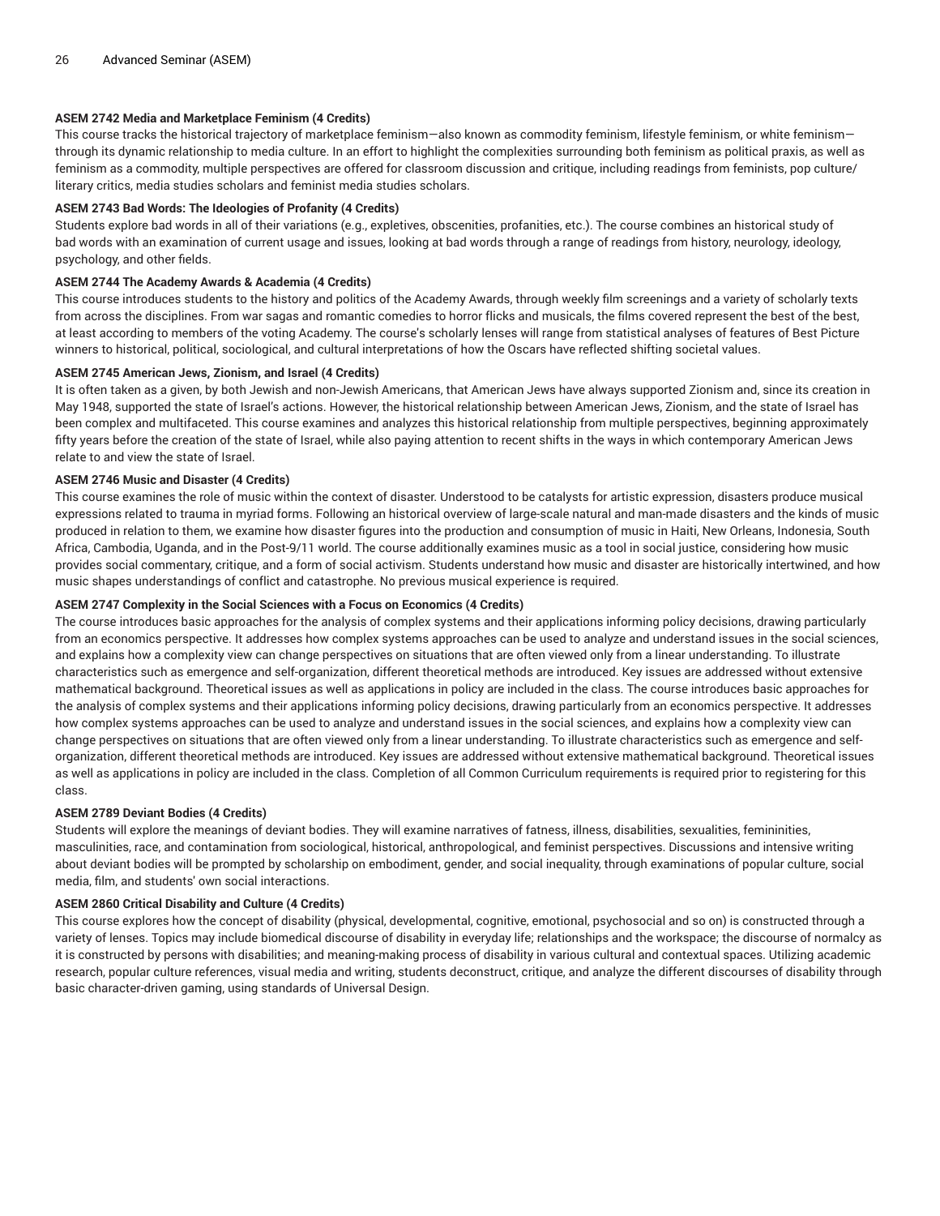**ASEM 2742 Media and Marketplace Feminism (4 Credits)**

This course tracks the historical trajectory of marketplace feminism—also known as commodity feminism, lifestyle feminism, or white feminism—through its dynamic relationship to media culture. In an effort to highlight the complexities surrounding both feminism as political praxis, as well as feminism as a commodity, multiple perspectives are offered for classroom discussion and critique, including readings from feminists, pop culture/literary critics, media studies scholars and feminist media studies scholars.

**ASEM 2743 Bad Words: The Ideologies of Profanity (4 Credits)**

Students explore bad words in all of their variations (e.g., expletives, obscenities, profanities, etc.). The course combines an historical study of bad words with an examination of current usage and issues, looking at bad words through a range of readings from history, neurology, ideology, psychology, and other fields.

**ASEM 2744 The Academy Awards & Academia (4 Credits)**

This course introduces students to the history and politics of the Academy Awards, through weekly film screenings and a variety of scholarly texts from across the disciplines. From war sagas and romantic comedies to horror flicks and musicals, the films covered represent the best of the best, at least according to members of the voting Academy. The course's scholarly lenses will range from statistical analyses of features of Best Picture winners to historical, political, sociological, and cultural interpretations of how the Oscars have reflected shifting societal values.

**ASEM 2745 American Jews, Zionism, and Israel (4 Credits)**

It is often taken as a given, by both Jewish and non-Jewish Americans, that American Jews have always supported Zionism and, since its creation in May 1948, supported the state of Israel's actions. However, the historical relationship between American Jews, Zionism, and the state of Israel has been complex and multifaceted. This course examines and analyzes this historical relationship from multiple perspectives, beginning approximately fifty years before the creation of the state of Israel, while also paying attention to recent shifts in the ways in which contemporary American Jews relate to and view the state of Israel.

**ASEM 2746 Music and Disaster (4 Credits)**

This course examines the role of music within the context of disaster. Understood to be catalysts for artistic expression, disasters produce musical expressions related to trauma in myriad forms. Following an historical overview of large-scale natural and man-made disasters and the kinds of music produced in relation to them, we examine how disaster figures into the production and consumption of music in Haiti, New Orleans, Indonesia, South Africa, Cambodia, Uganda, and in the Post-9/11 world. The course additionally examines music as a tool in social justice, considering how music provides social commentary, critique, and a form of social activism. Students understand how music and disaster are historically intertwined, and how music shapes understandings of conflict and catastrophe. No previous musical experience is required.

**ASEM 2747 Complexity in the Social Sciences with a Focus on Economics (4 Credits)**

The course introduces basic approaches for the analysis of complex systems and their applications informing policy decisions, drawing particularly from an economics perspective. It addresses how complex systems approaches can be used to analyze and understand issues in the social sciences, and explains how a complexity view can change perspectives on situations that are often viewed only from a linear understanding. To illustrate characteristics such as emergence and self-organization, different theoretical methods are introduced. Key issues are addressed without extensive mathematical background. Theoretical issues as well as applications in policy are included in the class. The course introduces basic approaches for the analysis of complex systems and their applications informing policy decisions, drawing particularly from an economics perspective. It addresses how complex systems approaches can be used to analyze and understand issues in the social sciences, and explains how a complexity view can change perspectives on situations that are often viewed only from a linear understanding. To illustrate characteristics such as emergence and self-organization, different theoretical methods are introduced. Key issues are addressed without extensive mathematical background. Theoretical issues as well as applications in policy are included in the class. Completion of all Common Curriculum requirements is required prior to registering for this class.

**ASEM 2789 Deviant Bodies (4 Credits)**

Students will explore the meanings of deviant bodies. They will examine narratives of fatness, illness, disabilities, sexualities, femininities, masculinities, race, and contamination from sociological, historical, anthropological, and feminist perspectives. Discussions and intensive writing about deviant bodies will be prompted by scholarship on embodiment, gender, and social inequality, through examinations of popular culture, social media, film, and students' own social interactions.

**ASEM 2860 Critical Disability and Culture (4 Credits)**

This course explores how the concept of disability (physical, developmental, cognitive, emotional, psychosocial and so on) is constructed through a variety of lenses. Topics may include biomedical discourse of disability in everyday life; relationships and the workspace; the discourse of normalcy as it is constructed by persons with disabilities; and meaning-making process of disability in various cultural and contextual spaces. Utilizing academic research, popular culture references, visual media and writing, students deconstruct, critique, and analyze the different discourses of disability through basic character-driven gaming, using standards of Universal Design.